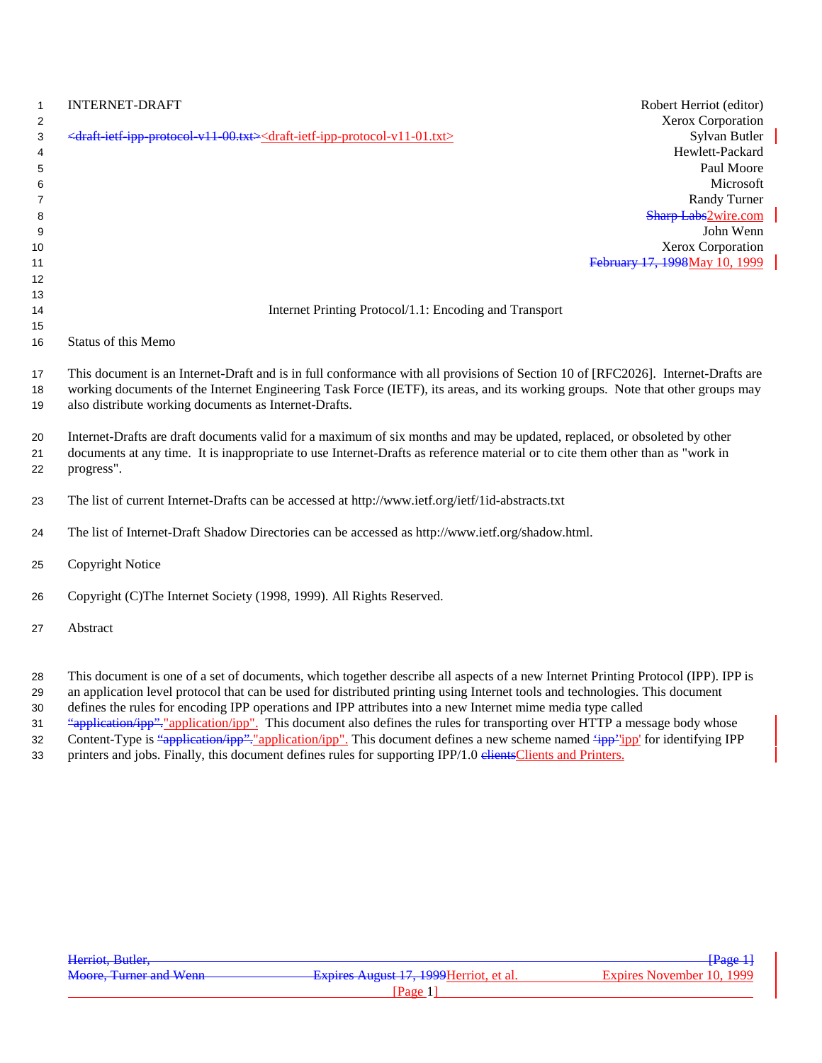INTERNET-DRAFT

<draft-ietf-ipp-protocol-v11-00.txt><draft-ietf-ipp-protocol-v11-01.txt>

Robert Herriot (editor)
Xerox Corporation
Sylvan Butler
Hewlett-Packard
Paul Moore
Microsoft
Randy Turner
Sharp Labs2wire.com
John Wenn
Xerox Corporation
February 17, 1998May 10, 1999

# Internet Printing Protocol/1.1: Encoding and Transport

## Status of this Memo

This document is an Internet-Draft and is in full conformance with all provisions of Section 10 of [RFC2026]. Internet-Drafts are working documents of the Internet Engineering Task Force (IETF), its areas, and its working groups. Note that other groups may also distribute working documents as Internet-Drafts.

Internet-Drafts are draft documents valid for a maximum of six months and may be updated, replaced, or obsoleted by other documents at any time. It is inappropriate to use Internet-Drafts as reference material or to cite them other than as "work in progress".

The list of current Internet-Drafts can be accessed at http://www.ietf.org/ietf/1id-abstracts.txt

The list of Internet-Draft Shadow Directories can be accessed as http://www.ietf.org/shadow.html.

## Copyright Notice

Copyright (C)The Internet Society (1998, 1999). All Rights Reserved.

## Abstract

This document is one of a set of documents, which together describe all aspects of a new Internet Printing Protocol (IPP). IPP is an application level protocol that can be used for distributed printing using Internet tools and technologies. This document defines the rules for encoding IPP operations and IPP attributes into a new Internet mime media type called "application/ipp"."application/ipp". This document also defines the rules for transporting over HTTP a message body whose Content-Type is "application/ipp"."application/ipp". This document defines a new scheme named 'ipp''ipp' for identifying IPP printers and jobs. Finally, this document defines rules for supporting IPP/1.0 clientsClients and Printers.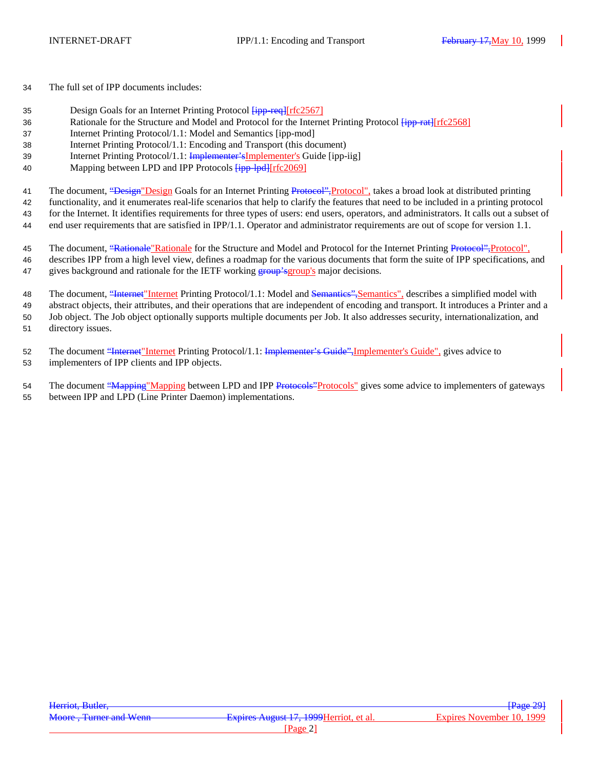The full set of IPP documents includes:

- Design Goals for an Internet Printing Protocol [ipp-req][rfc2567]
- Rationale for the Structure and Model and Protocol for the Internet Printing Protocol [ipp-rat][rfc2568]
- Internet Printing Protocol/1.1: Model and Semantics [ipp-mod]
- Internet Printing Protocol/1.1: Encoding and Transport (this document)
- Internet Printing Protocol/1.1: Implementer's Implementer's Guide [ipp-iig]
- Mapping between LPD and IPP Protocols [ipp-lpd][rfc2069]

The document, "Design"Design Goals for an Internet Printing Protocol",Protocol", takes a broad look at distributed printing functionality, and it enumerates real-life scenarios that help to clarify the features that need to be included in a printing protocol for the Internet. It identifies requirements for three types of users: end users, operators, and administrators. It calls out a subset of end user requirements that are satisfied in IPP/1.1. Operator and administrator requirements are out of scope for version 1.1.

The document, "Rationale"Rationale for the Structure and Model and Protocol for the Internet Printing Protocol",Protocol", describes IPP from a high level view, defines a roadmap for the various documents that form the suite of IPP specifications, and gives background and rationale for the IETF working group'sgroup's major decisions.

The document, "Internet"Internet Printing Protocol/1.1: Model and Semantics",Semantics", describes a simplified model with abstract objects, their attributes, and their operations that are independent of encoding and transport. It introduces a Printer and a Job object. The Job object optionally supports multiple documents per Job. It also addresses security, internationalization, and directory issues.

The document "Internet"Internet Printing Protocol/1.1: Implementer's Guide",Implementer's Guide", gives advice to implementers of IPP clients and IPP objects.

The document "Mapping"Mapping between LPD and IPP Protocols"Protocols" gives some advice to implementers of gateways between IPP and LPD (Line Printer Daemon) implementations.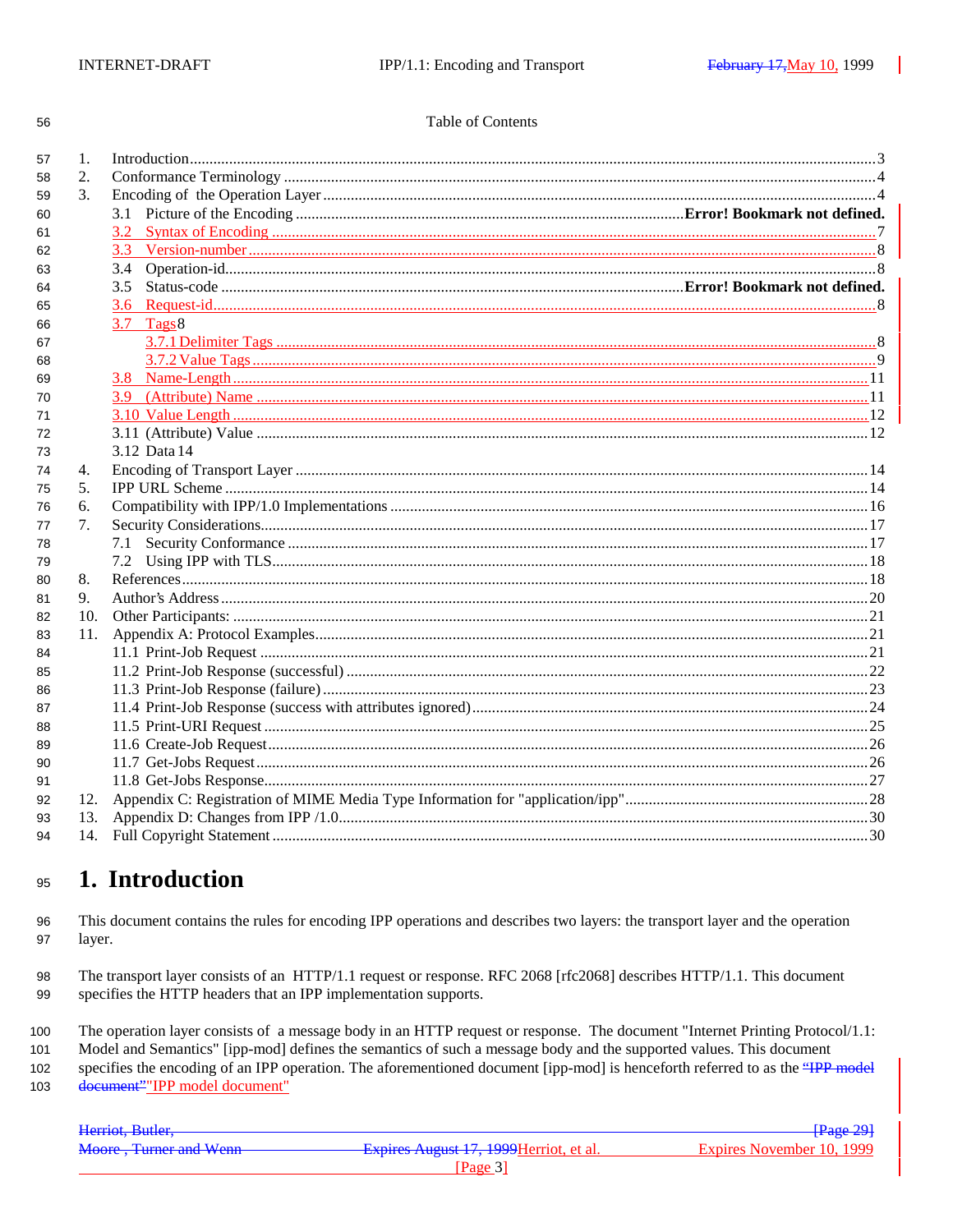Table of Contents

1. Introduction ....................................................................................................................................................3
2. Conformance Terminology ..............................................................................................................................4
3. Encoding of the Operation Layer ....................................................................................................................4
   - 3.1 Picture of the Encoding ..........................................................................................**Error! Bookmark not defined.**
   - 3.2 Syntax of Encoding ...........................................................................................................................7
   - 3.3 Version-number .................................................................................................................................8
   - 3.4 Operation-id.......................................................................................................................................8
   - 3.5 Status-code ........................................................................................................**Error! Bookmark not defined.**
   - 3.6 Request-id..........................................................................................................................................8
   - 3.7 Tags8
     - 3.7.1 Delimiter Tags ..............................................................................................................................8
     - 3.7.2 Value Tags ....................................................................................................................................9
   - 3.8 Name-Length ...................................................................................................................................11
   - 3.9 (Attribute) Name .............................................................................................................................11
   - 3.10 Value Length .................................................................................................................................12
   - 3.11 (Attribute) Value ............................................................................................................................12
   - 3.12 Data 14
4. Encoding of Transport Layer .........................................................................................................................14
5. IPP URL Scheme ...........................................................................................................................................14
6. Compatibility with IPP/1.0 Implementations .................................................................................................16
7. Security Considerations..................................................................................................................................17
   - 7.1 Security Conformance ......................................................................................................................17
   - 7.2 Using IPP with TLS..........................................................................................................................18
8. References.......................................................................................................................................................18
9. Author's Address ............................................................................................................................................20
10. Other Participants: .........................................................................................................................................21
11. Appendix A: Protocol Examples....................................................................................................................21
   - 11.1 Print-Job Request ...........................................................................................................................21
   - 11.2 Print-Job Response (successful) .....................................................................................................22
   - 11.3 Print-Job Response (failure) ...........................................................................................................23
   - 11.4 Print-Job Response (success with attributes ignored).....................................................................24
   - 11.5 Print-URI Request ..........................................................................................................................25
   - 11.6 Create-Job Request.........................................................................................................................26
   - 11.7 Get-Jobs Request............................................................................................................................26
   - 11.8 Get-Jobs Response..........................................................................................................................27
12. Appendix C: Registration of MIME Media Type Information for "application/ipp"....................................28
13. Appendix D: Changes from IPP /1.0...............................................................................................................30
14. Full Copyright Statement ...............................................................................................................................30

# 1. Introduction

This document contains the rules for encoding IPP operations and describes two layers: the transport layer and the operation layer.

The transport layer consists of an HTTP/1.1 request or response. RFC 2068 [rfc2068] describes HTTP/1.1. This document specifies the HTTP headers that an IPP implementation supports.

The operation layer consists of a message body in an HTTP request or response. The document "Internet Printing Protocol/1.1: Model and Semantics" [ipp-mod] defines the semantics of such a message body and the supported values. This document specifies the encoding of an IPP operation. The aforementioned document [ipp-mod] is henceforth referred to as the ~~"IPP model document"~~"IPP model document"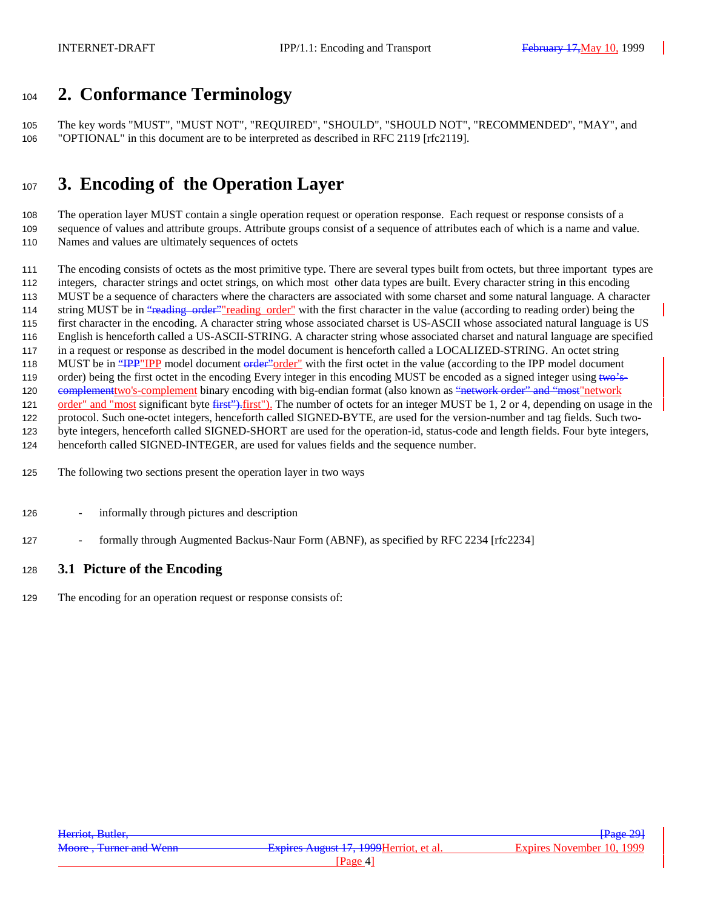# 2. Conformance Terminology

The key words "MUST", "MUST NOT", "REQUIRED", "SHOULD", "SHOULD NOT", "RECOMMENDED", "MAY", and "OPTIONAL" in this document are to be interpreted as described in RFC 2119 [rfc2119].

# 3. Encoding of the Operation Layer

The operation layer MUST contain a single operation request or operation response. Each request or response consists of a sequence of values and attribute groups. Attribute groups consist of a sequence of attributes each of which is a name and value. Names and values are ultimately sequences of octets

The encoding consists of octets as the most primitive type. There are several types built from octets, but three important types are integers, character strings and octet strings, on which most other data types are built. Every character string in this encoding MUST be a sequence of characters where the characters are associated with some charset and some natural language. A character string MUST be in ~~“reading order”~~"reading order" with the first character in the value (according to reading order) being the first character in the encoding. A character string whose associated charset is US-ASCII whose associated natural language is US English is henceforth called a US-ASCII-STRING. A character string whose associated charset and natural language are specified in a request or response as described in the model document is henceforth called a LOCALIZED-STRING. An octet string MUST be in ~~“IPP~~"IPP model document ~~order”~~order" with the first octet in the value (according to the IPP model document order) being the first octet in the encoding Every integer in this encoding MUST be encoded as a signed integer using ~~two’s-complement~~two's-complement binary encoding with big-endian format (also known as ~~“network order” and “most~~"network order" and "most significant byte ~~first”).~~first"). The number of octets for an integer MUST be 1, 2 or 4, depending on usage in the protocol. Such one-octet integers, henceforth called SIGNED-BYTE, are used for the version-number and tag fields. Such two-byte integers, henceforth called SIGNED-SHORT are used for the operation-id, status-code and length fields. Four byte integers, henceforth called SIGNED-INTEGER, are used for values fields and the sequence number.

The following two sections present the operation layer in two ways

- informally through pictures and description
- formally through Augmented Backus-Naur Form (ABNF), as specified by RFC 2234 [rfc2234]

## 3.1 Picture of the Encoding

The encoding for an operation request or response consists of: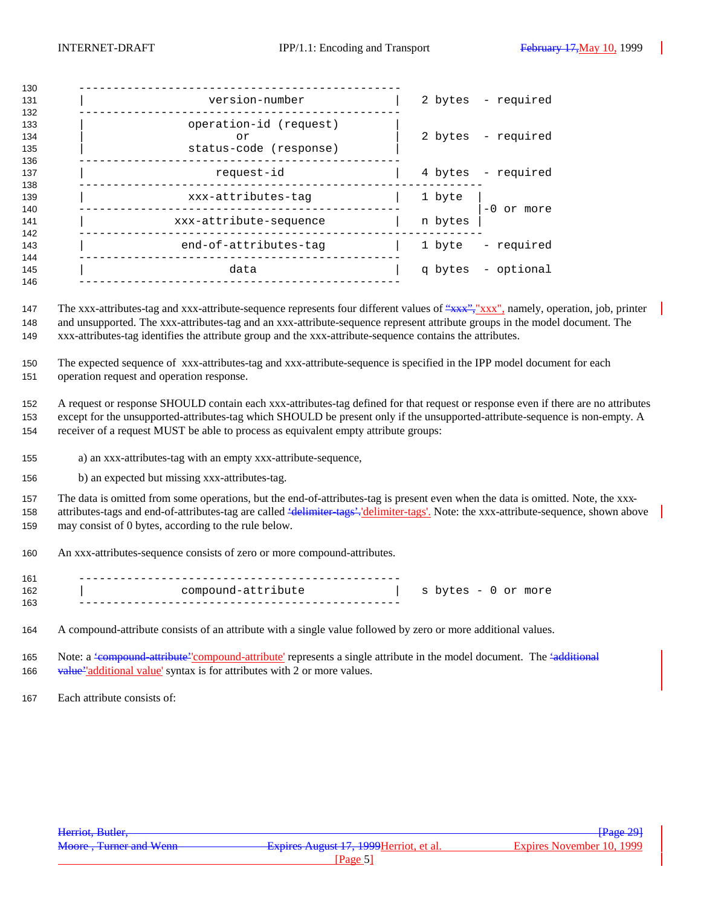```
-----------------------------------------------
|              version-number                 |   2 bytes  - required
-----------------------------------------------
|           operation-id (request)            |
|                     or                      |   2 bytes  - required
|           status-code (response)            |
-----------------------------------------------
|                request-id                   |   4 bytes  - required
-----------------------------------------------------------
|            xxx-attributes-tag               |   1 byte  |
-----------------------------------------------           |-0 or more
|          xxx-attribute-sequence             |   n bytes |
-----------------------------------------------------------
|           end-of-attributes-tag             |   1 byte   - required
-----------------------------------------------
|                    data                     |   q bytes  - optional
-----------------------------------------------
```

The xxx-attributes-tag and xxx-attribute-sequence represents four different values of "xxx", namely, operation, job, printer and unsupported. The xxx-attributes-tag and an xxx-attribute-sequence represent attribute groups in the model document. The xxx-attributes-tag identifies the attribute group and the xxx-attribute-sequence contains the attributes.

The expected sequence of xxx-attributes-tag and xxx-attribute-sequence is specified in the IPP model document for each operation request and operation response.

A request or response SHOULD contain each xxx-attributes-tag defined for that request or response even if there are no attributes except for the unsupported-attributes-tag which SHOULD be present only if the unsupported-attribute-sequence is non-empty. A receiver of a request MUST be able to process as equivalent empty attribute groups:

a) an xxx-attributes-tag with an empty xxx-attribute-sequence,

b) an expected but missing xxx-attributes-tag.

The data is omitted from some operations, but the end-of-attributes-tag is present even when the data is omitted. Note, the xxx-attributes-tags and end-of-attributes-tag are called 'delimiter-tags'. Note: the xxx-attribute-sequence, shown above may consist of 0 bytes, according to the rule below.

An xxx-attributes-sequence consists of zero or more compound-attributes.

```
-----------------------------------------------
|            compound-attribute               |   s bytes - 0 or more
-----------------------------------------------
```

A compound-attribute consists of an attribute with a single value followed by zero or more additional values.

Note: a 'compound-attribute' represents a single attribute in the model document. The 'additional value' syntax is for attributes with 2 or more values.

Each attribute consists of: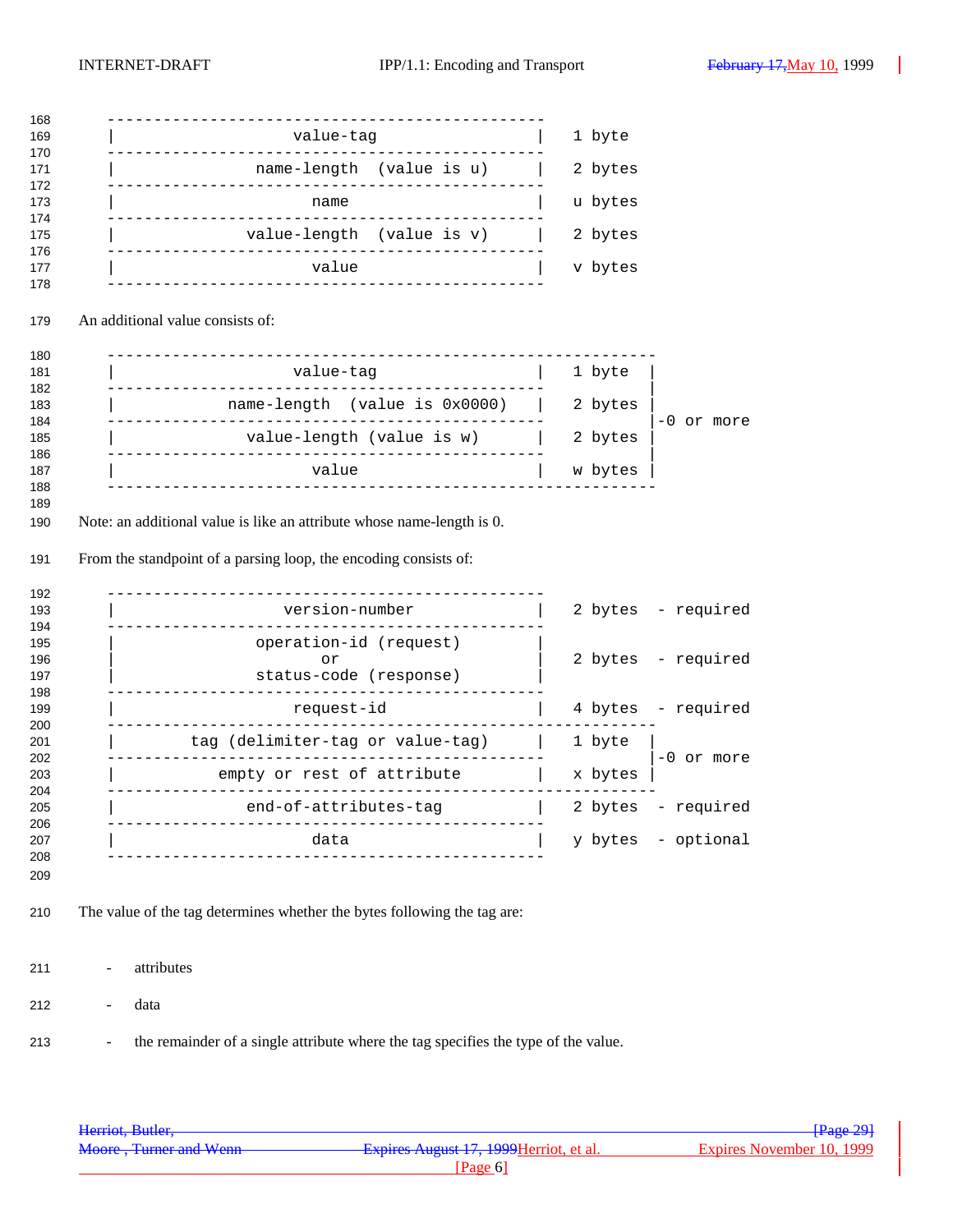```
-----------------------------------------------
|                 value-tag                   |   1 byte
-----------------------------------------------
|          name-length  (value is u)          |   2 bytes
-----------------------------------------------
|                   name                      |   u bytes
-----------------------------------------------
|          value-length  (value is v)         |   2 bytes
-----------------------------------------------
|                   value                     |   v bytes
-----------------------------------------------
```

An additional value consists of:

```
-----------------------------------------------------------
|                 value-tag                   |   1 byte  |
-----------------------------------------------           |
|        name-length  (value is 0x0000)       |   2 bytes |
-----------------------------------------------           |-0 or more
|          value-length (value is w)          |   2 bytes |
-----------------------------------------------           |
|                   value                     |   w bytes |
-----------------------------------------------------------
```

Note: an additional value is like an attribute whose name-length is 0.

From the standpoint of a parsing loop, the encoding consists of:

```
-----------------------------------------------
|              version-number                 |   2 bytes  - required
-----------------------------------------------
|           operation-id (request)            |
|                   or                        |   2 bytes  - required
|           status-code (response)            |
-----------------------------------------------
|                request-id                   |   4 bytes  - required
-----------------------------------------------------------
|      tag (delimiter-tag or value-tag)       |   1 byte  |
-----------------------------------------------           |-0 or more
|        empty or rest of attribute           |   x bytes |
-----------------------------------------------------------
|          end-of-attributes-tag              |   2 bytes  - required
-----------------------------------------------
|                   data                      |   y bytes  - optional
-----------------------------------------------
```

The value of the tag determines whether the bytes following the tag are:

- attributes
- data
- the remainder of a single attribute where the tag specifies the type of the value.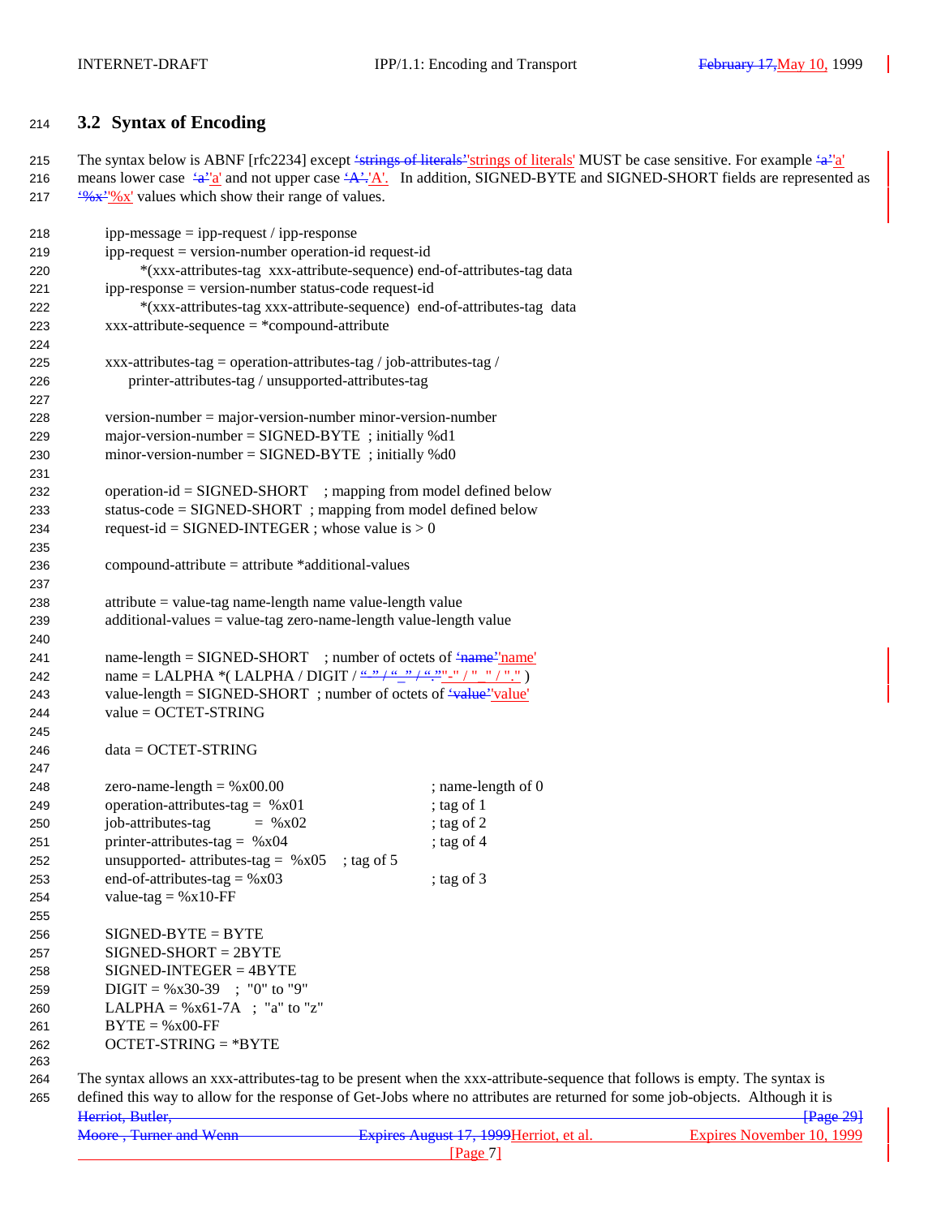## 3.2 Syntax of Encoding

The syntax below is ABNF [rfc2234] except 'strings of literals' MUST be case sensitive. For example 'a' means lower case 'a' and not upper case 'A'. In addition, SIGNED-BYTE and SIGNED-SHORT fields are represented as '%x' values which show their range of values.

```
ipp-message = ipp-request / ipp-response
ipp-request = version-number operation-id request-id
        *(xxx-attributes-tag  xxx-attribute-sequence) end-of-attributes-tag data
ipp-response = version-number status-code request-id
        *(xxx-attributes-tag xxx-attribute-sequence)  end-of-attributes-tag  data
xxx-attribute-sequence = *compound-attribute

xxx-attributes-tag = operation-attributes-tag / job-attributes-tag /
    printer-attributes-tag / unsupported-attributes-tag

version-number = major-version-number minor-version-number
major-version-number = SIGNED-BYTE  ; initially %d1
minor-version-number = SIGNED-BYTE  ; initially %d0

operation-id = SIGNED-SHORT    ; mapping from model defined below
status-code = SIGNED-SHORT  ; mapping from model defined below
request-id = SIGNED-INTEGER ; whose value is > 0

compound-attribute = attribute *additional-values

attribute = value-tag name-length name value-length value
additional-values = value-tag zero-name-length value-length value

name-length = SIGNED-SHORT    ; number of octets of 'name'
name = LALPHA *( LALPHA / DIGIT / "-" / "_" / "." )
value-length = SIGNED-SHORT  ; number of octets of 'value'
value = OCTET-STRING

data = OCTET-STRING

zero-name-length = %x00.00                    ; name-length of 0
operation-attributes-tag =  %x01              ; tag of 1
job-attributes-tag        =  %x02             ; tag of 2
printer-attributes-tag =  %x04                ; tag of 4
unsupported- attributes-tag =  %x05    ; tag of 5
end-of-attributes-tag = %x03                  ; tag of 3
value-tag = %x10-FF

SIGNED-BYTE = BYTE
SIGNED-SHORT = 2BYTE
SIGNED-INTEGER = 4BYTE
DIGIT = %x30-39    ;  "0" to "9"
LALPHA = %x61-7A   ;  "a" to "z"
BYTE = %x00-FF
OCTET-STRING = *BYTE
```

The syntax allows an xxx-attributes-tag to be present when the xxx-attribute-sequence that follows is empty. The syntax is defined this way to allow for the response of Get-Jobs where no attributes are returned for some job-objects. Although it is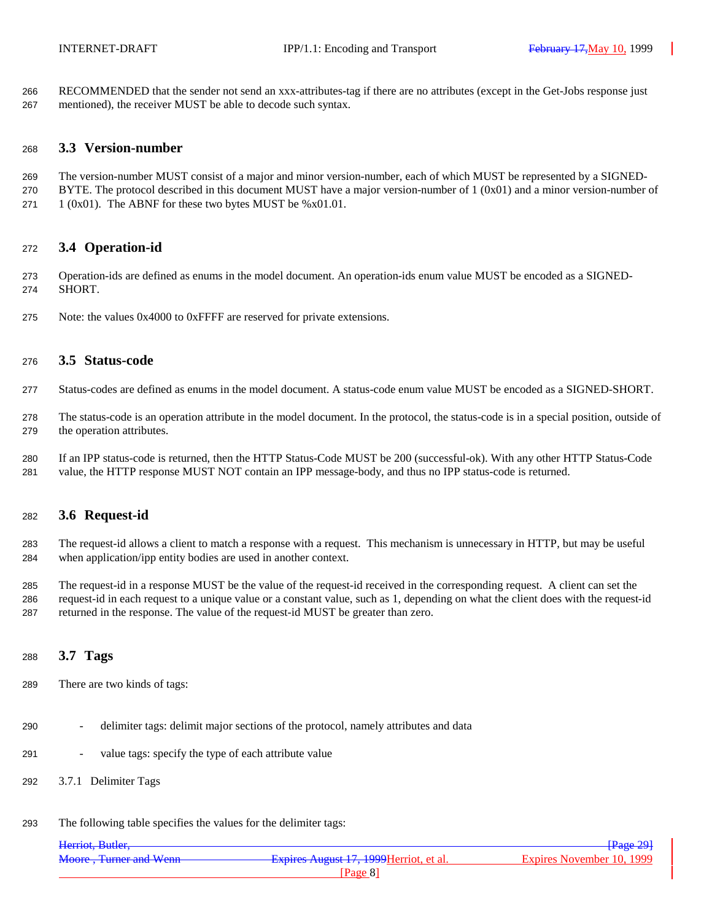RECOMMENDED that the sender not send an xxx-attributes-tag if there are no attributes (except in the Get-Jobs response just mentioned), the receiver MUST be able to decode such syntax.

## 3.3 Version-number

The version-number MUST consist of a major and minor version-number, each of which MUST be represented by a SIGNED-BYTE. The protocol described in this document MUST have a major version-number of 1 (0x01) and a minor version-number of 1 (0x01). The ABNF for these two bytes MUST be %x01.01.

## 3.4 Operation-id

Operation-ids are defined as enums in the model document. An operation-ids enum value MUST be encoded as a SIGNED-SHORT.

Note: the values 0x4000 to 0xFFFF are reserved for private extensions.

## 3.5 Status-code

Status-codes are defined as enums in the model document. A status-code enum value MUST be encoded as a SIGNED-SHORT.

The status-code is an operation attribute in the model document. In the protocol, the status-code is in a special position, outside of the operation attributes.

If an IPP status-code is returned, then the HTTP Status-Code MUST be 200 (successful-ok). With any other HTTP Status-Code value, the HTTP response MUST NOT contain an IPP message-body, and thus no IPP status-code is returned.

## 3.6 Request-id

The request-id allows a client to match a response with a request. This mechanism is unnecessary in HTTP, but may be useful when application/ipp entity bodies are used in another context.

The request-id in a response MUST be the value of the request-id received in the corresponding request. A client can set the request-id in each request to a unique value or a constant value, such as 1, depending on what the client does with the request-id returned in the response. The value of the request-id MUST be greater than zero.

## 3.7 Tags

There are two kinds of tags:

- delimiter tags: delimit major sections of the protocol, namely attributes and data
- value tags: specify the type of each attribute value

### 3.7.1 Delimiter Tags

The following table specifies the values for the delimiter tags: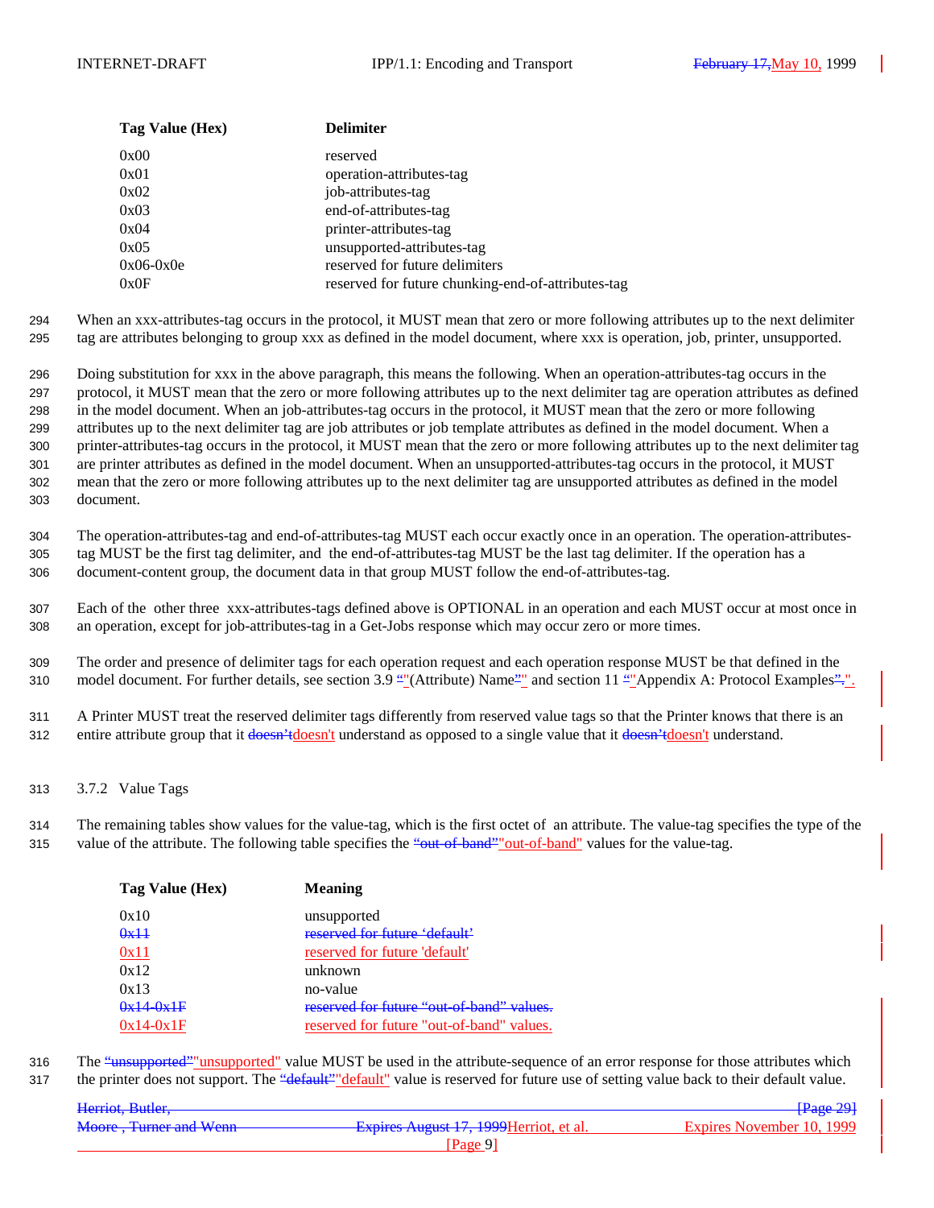| Tag Value (Hex) | Delimiter |
|---|---|
| 0x00 | reserved |
| 0x01 | operation-attributes-tag |
| 0x02 | job-attributes-tag |
| 0x03 | end-of-attributes-tag |
| 0x04 | printer-attributes-tag |
| 0x05 | unsupported-attributes-tag |
| 0x06-0x0e | reserved for future delimiters |
| 0x0F | reserved for future chunking-end-of-attributes-tag |

When an xxx-attributes-tag occurs in the protocol, it MUST mean that zero or more following attributes up to the next delimiter tag are attributes belonging to group xxx as defined in the model document, where xxx is operation, job, printer, unsupported.

Doing substitution for xxx in the above paragraph, this means the following. When an operation-attributes-tag occurs in the protocol, it MUST mean that the zero or more following attributes up to the next delimiter tag are operation attributes as defined in the model document. When an job-attributes-tag occurs in the protocol, it MUST mean that the zero or more following attributes up to the next delimiter tag are job attributes or job template attributes as defined in the model document. When a printer-attributes-tag occurs in the protocol, it MUST mean that the zero or more following attributes up to the next delimiter tag are printer attributes as defined in the model document. When an unsupported-attributes-tag occurs in the protocol, it MUST mean that the zero or more following attributes up to the next delimiter tag are unsupported attributes as defined in the model document.

The operation-attributes-tag and end-of-attributes-tag MUST each occur exactly once in an operation. The operation-attributes-tag MUST be the first tag delimiter, and the end-of-attributes-tag MUST be the last tag delimiter. If the operation has a document-content group, the document data in that group MUST follow the end-of-attributes-tag.

Each of the other three xxx-attributes-tags defined above is OPTIONAL in an operation and each MUST occur at most once in an operation, except for job-attributes-tag in a Get-Jobs response which may occur zero or more times.

The order and presence of delimiter tags for each operation request and each operation response MUST be that defined in the model document. For further details, see section 3.9 "(Attribute) Name" and section 11 "Appendix A: Protocol Examples".

A Printer MUST treat the reserved delimiter tags differently from reserved value tags so that the Printer knows that there is an entire attribute group that it doesn't understand as opposed to a single value that it doesn't understand.

### 3.7.2 Value Tags

The remaining tables show values for the value-tag, which is the first octet of an attribute. The value-tag specifies the type of the value of the attribute. The following table specifies the "out-of-band" values for the value-tag.

| Tag Value (Hex) | Meaning |
|---|---|
| 0x10 | unsupported |
| 0x11 | reserved for future 'default' |
| 0x12 | unknown |
| 0x13 | no-value |
| 0x14-0x1F | reserved for future "out-of-band" values. |

The "unsupported" value MUST be used in the attribute-sequence of an error response for those attributes which the printer does not support. The "default" value is reserved for future use of setting value back to their default value.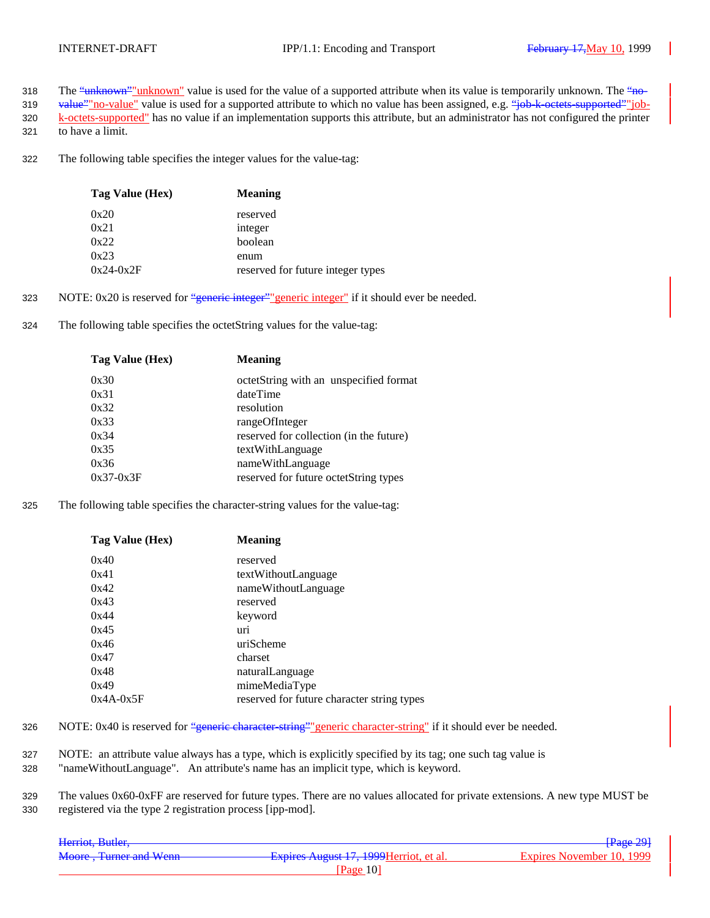The "unknown" value is used for the value of a supported attribute when its value is temporarily unknown. The "no-value" value is used for a supported attribute to which no value has been assigned, e.g. "job-k-octets-supported" has no value if an implementation supports this attribute, but an administrator has not configured the printer to have a limit.

The following table specifies the integer values for the value-tag:

| Tag Value (Hex) | Meaning |
|---|---|
| 0x20 | reserved |
| 0x21 | integer |
| 0x22 | boolean |
| 0x23 | enum |
| 0x24-0x2F | reserved for future integer types |

NOTE: 0x20 is reserved for "generic integer" if it should ever be needed.

The following table specifies the octetString values for the value-tag:

| Tag Value (Hex) | Meaning |
|---|---|
| 0x30 | octetString with an unspecified format |
| 0x31 | dateTime |
| 0x32 | resolution |
| 0x33 | rangeOfInteger |
| 0x34 | reserved for collection (in the future) |
| 0x35 | textWithLanguage |
| 0x36 | nameWithLanguage |
| 0x37-0x3F | reserved for future octetString types |

The following table specifies the character-string values for the value-tag:

| Tag Value (Hex) | Meaning |
|---|---|
| 0x40 | reserved |
| 0x41 | textWithoutLanguage |
| 0x42 | nameWithoutLanguage |
| 0x43 | reserved |
| 0x44 | keyword |
| 0x45 | uri |
| 0x46 | uriScheme |
| 0x47 | charset |
| 0x48 | naturalLanguage |
| 0x49 | mimeMediaType |
| 0x4A-0x5F | reserved for future character string types |

NOTE: 0x40 is reserved for "generic character-string" if it should ever be needed.

NOTE: an attribute value always has a type, which is explicitly specified by its tag; one such tag value is "nameWithoutLanguage". An attribute's name has an implicit type, which is keyword.

The values 0x60-0xFF are reserved for future types. There are no values allocated for private extensions. A new type MUST be registered via the type 2 registration process [ipp-mod].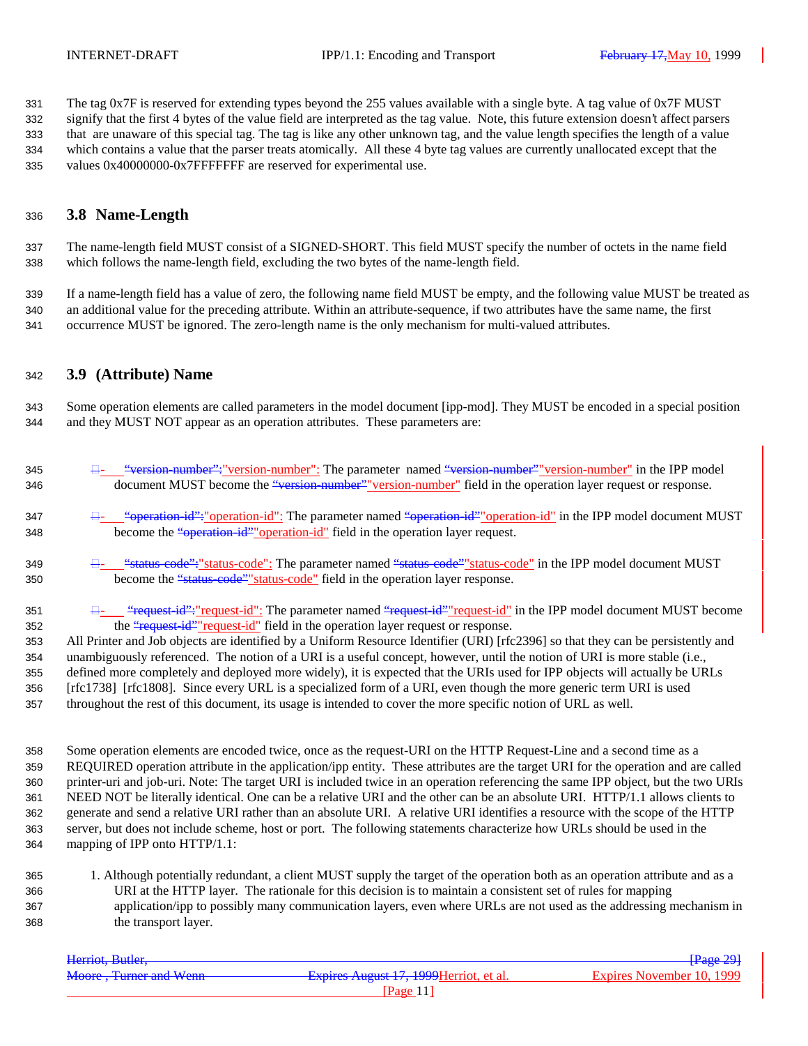The tag 0x7F is reserved for extending types beyond the 255 values available with a single byte. A tag value of 0x7F MUST signify that the first 4 bytes of the value field are interpreted as the tag value. Note, this future extension doesn't affect parsers that are unaware of this special tag. The tag is like any other unknown tag, and the value length specifies the length of a value which contains a value that the parser treats atomically. All these 4 byte tag values are currently unallocated except that the values 0x40000000-0x7FFFFFFF are reserved for experimental use.

## 3.8 Name-Length

The name-length field MUST consist of a SIGNED-SHORT. This field MUST specify the number of octets in the name field which follows the name-length field, excluding the two bytes of the name-length field.

If a name-length field has a value of zero, the following name field MUST be empty, and the following value MUST be treated as an additional value for the preceding attribute. Within an attribute-sequence, if two attributes have the same name, the first occurrence MUST be ignored. The zero-length name is the only mechanism for multi-valued attributes.

## 3.9 (Attribute) Name

Some operation elements are called parameters in the model document [ipp-mod]. They MUST be encoded in a special position and they MUST NOT appear as an operation attributes. These parameters are:

- "version-number": The parameter named "version-number" in the IPP model document MUST become the "version-number" field in the operation layer request or response.
- "operation-id": The parameter named "operation-id" in the IPP model document MUST become the "operation-id" field in the operation layer request.
- "status-code": The parameter named "status-code" in the IPP model document MUST become the "status-code" field in the operation layer response.
- "request-id": The parameter named "request-id" in the IPP model document MUST become the "request-id" field in the operation layer request or response.

All Printer and Job objects are identified by a Uniform Resource Identifier (URI) [rfc2396] so that they can be persistently and unambiguously referenced. The notion of a URI is a useful concept, however, until the notion of URI is more stable (i.e., defined more completely and deployed more widely), it is expected that the URIs used for IPP objects will actually be URLs [rfc1738] [rfc1808]. Since every URL is a specialized form of a URI, even though the more generic term URI is used throughout the rest of this document, its usage is intended to cover the more specific notion of URL as well.

Some operation elements are encoded twice, once as the request-URI on the HTTP Request-Line and a second time as a REQUIRED operation attribute in the application/ipp entity. These attributes are the target URI for the operation and are called printer-uri and job-uri. Note: The target URI is included twice in an operation referencing the same IPP object, but the two URIs NEED NOT be literally identical. One can be a relative URI and the other can be an absolute URI. HTTP/1.1 allows clients to generate and send a relative URI rather than an absolute URI. A relative URI identifies a resource with the scope of the HTTP server, but does not include scheme, host or port. The following statements characterize how URLs should be used in the mapping of IPP onto HTTP/1.1:

1. Although potentially redundant, a client MUST supply the target of the operation both as an operation attribute and as a URI at the HTTP layer. The rationale for this decision is to maintain a consistent set of rules for mapping application/ipp to possibly many communication layers, even where URLs are not used as the addressing mechanism in the transport layer.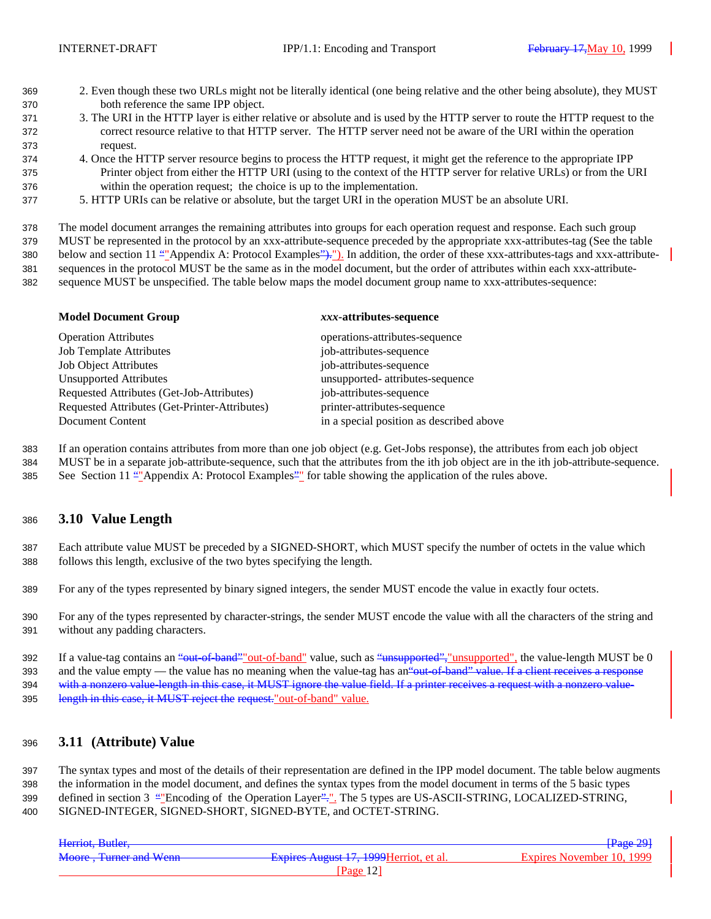2. Even though these two URLs might not be literally identical (one being relative and the other being absolute), they MUST both reference the same IPP object.
3. The URI in the HTTP layer is either relative or absolute and is used by the HTTP server to route the HTTP request to the correct resource relative to that HTTP server. The HTTP server need not be aware of the URI within the operation request.
4. Once the HTTP server resource begins to process the HTTP request, it might get the reference to the appropriate IPP Printer object from either the HTTP URI (using to the context of the HTTP server for relative URLs) or from the URI within the operation request; the choice is up to the implementation.
5. HTTP URIs can be relative or absolute, but the target URI in the operation MUST be an absolute URI.

The model document arranges the remaining attributes into groups for each operation request and response. Each such group MUST be represented in the protocol by an xxx-attribute-sequence preceded by the appropriate xxx-attributes-tag (See the table below and section 11 "Appendix A: Protocol Examples"). In addition, the order of these xxx-attributes-tags and xxx-attribute-sequences in the protocol MUST be the same as in the model document, but the order of attributes within each xxx-attribute-sequence MUST be unspecified. The table below maps the model document group name to xxx-attributes-sequence:

| **Model Document Group** | ***xxx*-attributes-sequence** |
|---|---|
| Operation Attributes | operations-attributes-sequence |
| Job Template Attributes | job-attributes-sequence |
| Job Object Attributes | job-attributes-sequence |
| Unsupported Attributes | unsupported- attributes-sequence |
| Requested Attributes (Get-Job-Attributes) | job-attributes-sequence |
| Requested Attributes (Get-Printer-Attributes) | printer-attributes-sequence |
| Document Content | in a special position as described above |

If an operation contains attributes from more than one job object (e.g. Get-Jobs response), the attributes from each job object MUST be in a separate job-attribute-sequence, such that the attributes from the ith job object are in the ith job-attribute-sequence. See Section 11 "Appendix A: Protocol Examples" for table showing the application of the rules above.

## 3.10 Value Length

Each attribute value MUST be preceded by a SIGNED-SHORT, which MUST specify the number of octets in the value which follows this length, exclusive of the two bytes specifying the length.

For any of the types represented by binary signed integers, the sender MUST encode the value in exactly four octets.

For any of the types represented by character-strings, the sender MUST encode the value with all the characters of the string and without any padding characters.

If a value-tag contains an "out-of-band" value, such as "unsupported", the value-length MUST be 0 and the value empty — the value has no meaning when the value-tag has an "out-of-band" value.

## 3.11 (Attribute) Value

The syntax types and most of the details of their representation are defined in the IPP model document. The table below augments the information in the model document, and defines the syntax types from the model document in terms of the 5 basic types defined in section 3 "Encoding of the Operation Layer". The 5 types are US-ASCII-STRING, LOCALIZED-STRING, SIGNED-INTEGER, SIGNED-SHORT, SIGNED-BYTE, and OCTET-STRING.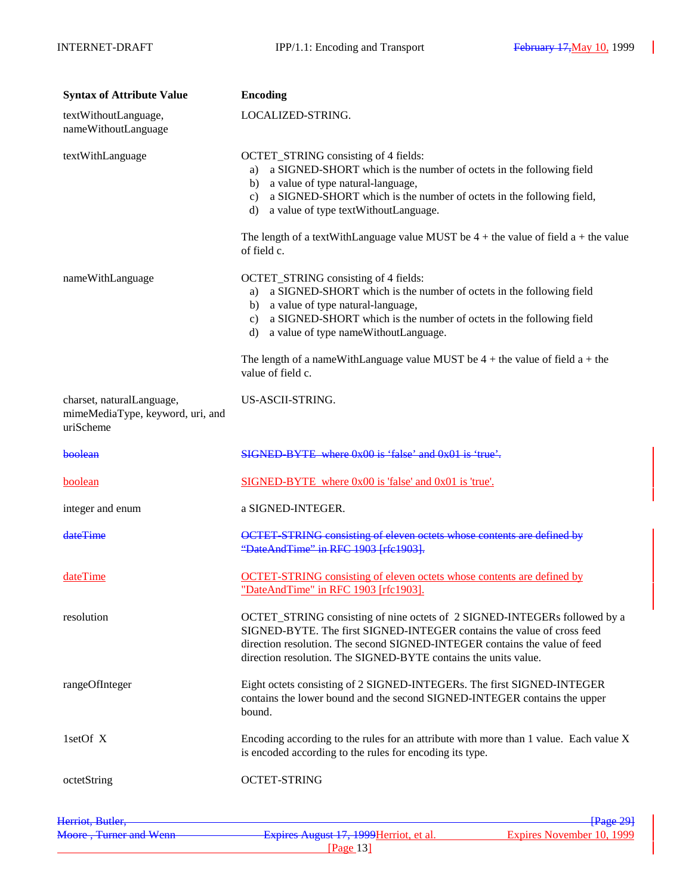| Syntax of Attribute Value | Encoding |
| --- | --- |
| textWithoutLanguage, nameWithoutLanguage | LOCALIZED-STRING. |
| textWithLanguage | OCTET_STRING consisting of 4 fields:<br>a) a SIGNED-SHORT which is the number of octets in the following field<br>b) a value of type natural-language,<br>c) a SIGNED-SHORT which is the number of octets in the following field,<br>d) a value of type textWithoutLanguage.<br><br>The length of a textWithLanguage value MUST be 4 + the value of field a + the value of field c. |
| nameWithLanguage | OCTET_STRING consisting of 4 fields:<br>a) a SIGNED-SHORT which is the number of octets in the following field<br>b) a value of type natural-language,<br>c) a SIGNED-SHORT which is the number of octets in the following field<br>d) a value of type nameWithoutLanguage.<br><br>The length of a nameWithLanguage value MUST be 4 + the value of field a + the value of field c. |
| charset, naturalLanguage, mimeMediaType, keyword, uri, and uriScheme | US-ASCII-STRING. |
| ~~boolean~~ | ~~SIGNED-BYTE where 0x00 is ‘false’ and 0x01 is ‘true’.~~ |
| boolean | SIGNED-BYTE where 0x00 is 'false' and 0x01 is 'true'. |
| integer and enum | a SIGNED-INTEGER. |
| ~~dateTime~~ | ~~OCTET-STRING consisting of eleven octets whose contents are defined by “DateAndTime” in RFC 1903 [rfc1903].~~ |
| dateTime | OCTET-STRING consisting of eleven octets whose contents are defined by "DateAndTime" in RFC 1903 [rfc1903]. |
| resolution | OCTET_STRING consisting of nine octets of 2 SIGNED-INTEGERs followed by a SIGNED-BYTE. The first SIGNED-INTEGER contains the value of cross feed direction resolution. The second SIGNED-INTEGER contains the value of feed direction resolution. The SIGNED-BYTE contains the units value. |
| rangeOfInteger | Eight octets consisting of 2 SIGNED-INTEGERs. The first SIGNED-INTEGER contains the lower bound and the second SIGNED-INTEGER contains the upper bound. |
| 1setOf X | Encoding according to the rules for an attribute with more than 1 value. Each value X is encoded according to the rules for encoding its type. |
| octetString | OCTET-STRING |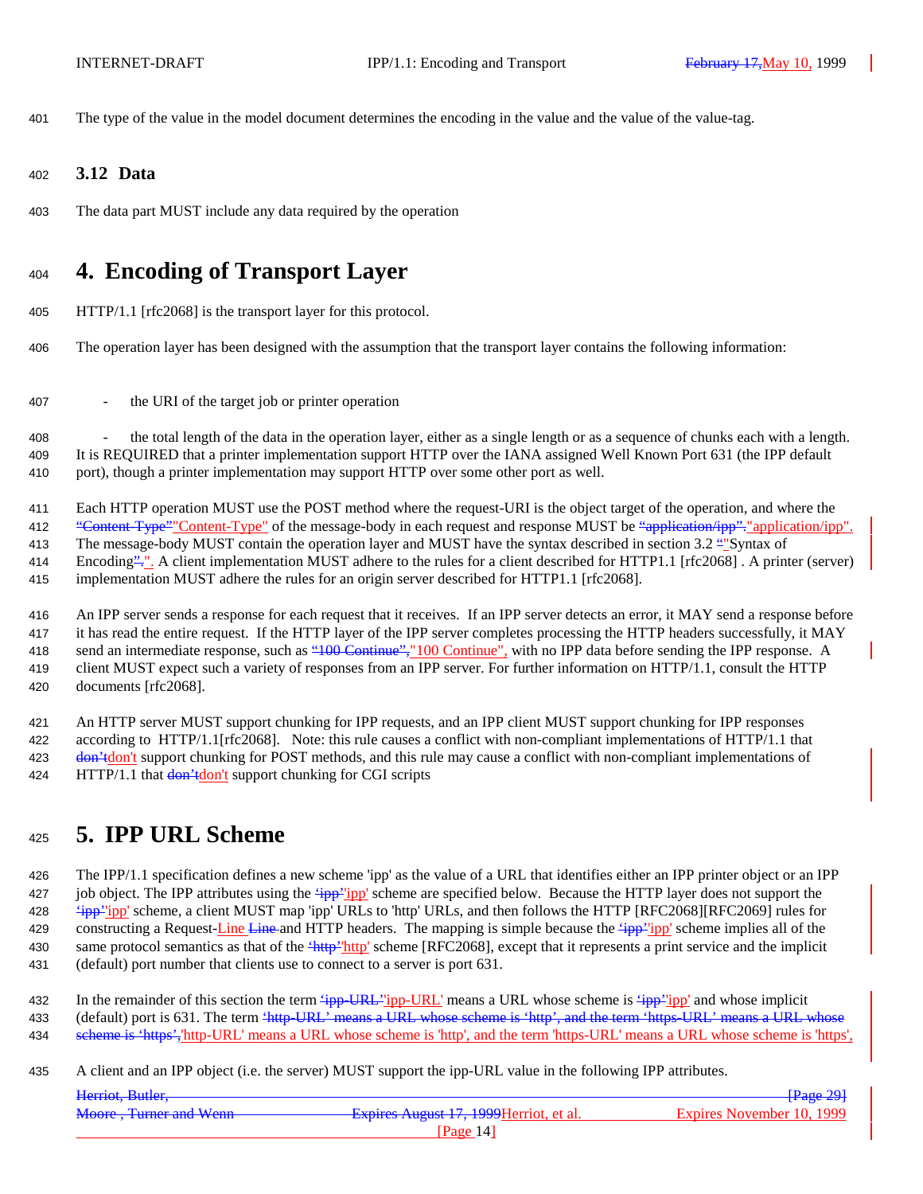The type of the value in the model document determines the encoding in the value and the value of the value-tag.

### 3.12 Data

The data part MUST include any data required by the operation

# 4. Encoding of Transport Layer

HTTP/1.1 [rfc2068] is the transport layer for this protocol.

The operation layer has been designed with the assumption that the transport layer contains the following information:

- the URI of the target job or printer operation
- the total length of the data in the operation layer, either as a single length or as a sequence of chunks each with a length.

It is REQUIRED that a printer implementation support HTTP over the IANA assigned Well Known Port 631 (the IPP default port), though a printer implementation may support HTTP over some other port as well.

Each HTTP operation MUST use the POST method where the request-URI is the object target of the operation, and where the "Content-Type" of the message-body in each request and response MUST be "application/ipp". The message-body MUST contain the operation layer and MUST have the syntax described in section 3.2 "Syntax of Encoding". A client implementation MUST adhere to the rules for a client described for HTTP1.1 [rfc2068] . A printer (server) implementation MUST adhere the rules for an origin server described for HTTP1.1 [rfc2068].

An IPP server sends a response for each request that it receives. If an IPP server detects an error, it MAY send a response before it has read the entire request. If the HTTP layer of the IPP server completes processing the HTTP headers successfully, it MAY send an intermediate response, such as "100 Continue", with no IPP data before sending the IPP response. A client MUST expect such a variety of responses from an IPP server. For further information on HTTP/1.1, consult the HTTP documents [rfc2068].

An HTTP server MUST support chunking for IPP requests, and an IPP client MUST support chunking for IPP responses according to HTTP/1.1[rfc2068]. Note: this rule causes a conflict with non-compliant implementations of HTTP/1.1 that don't support chunking for POST methods, and this rule may cause a conflict with non-compliant implementations of HTTP/1.1 that don't support chunking for CGI scripts

# 5. IPP URL Scheme

The IPP/1.1 specification defines a new scheme 'ipp' as the value of a URL that identifies either an IPP printer object or an IPP job object. The IPP attributes using the 'ipp' scheme are specified below. Because the HTTP layer does not support the 'ipp' scheme, a client MUST map 'ipp' URLs to 'http' URLs, and then follows the HTTP [RFC2068][RFC2069] rules for constructing a Request-Line and HTTP headers. The mapping is simple because the 'ipp' scheme implies all of the same protocol semantics as that of the 'http' scheme [RFC2068], except that it represents a print service and the implicit (default) port number that clients use to connect to a server is port 631.

In the remainder of this section the term 'ipp-URL' means a URL whose scheme is 'ipp' and whose implicit (default) port is 631. The term 'http-URL' means a URL whose scheme is 'http', and the term 'https-URL' means a URL whose scheme is 'https',

A client and an IPP object (i.e. the server) MUST support the ipp-URL value in the following IPP attributes.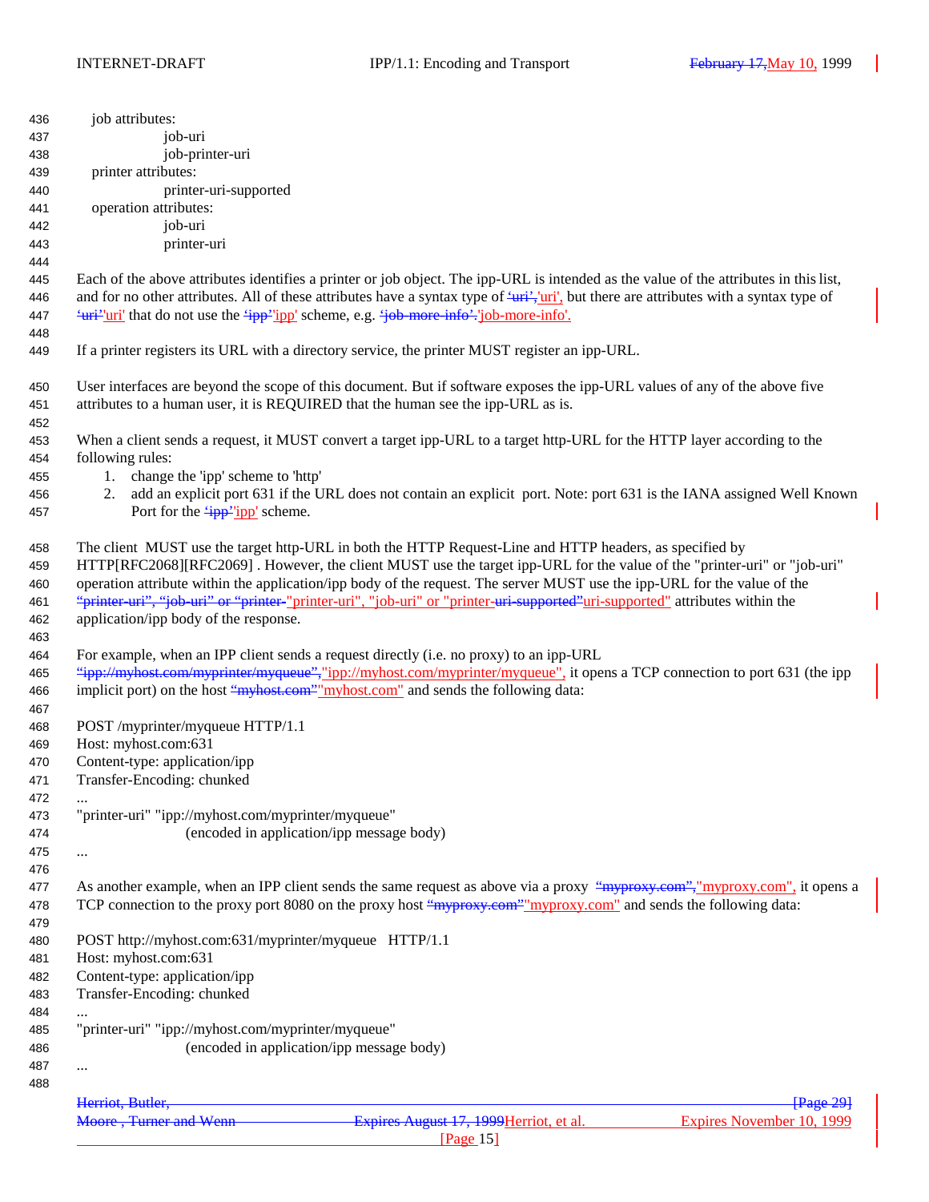job attributes:
- job-uri
- job-printer-uri

printer attributes:
- printer-uri-supported

operation attributes:
- job-uri
- printer-uri

Each of the above attributes identifies a printer or job object. The ipp-URL is intended as the value of the attributes in this list, and for no other attributes. All of these attributes have a syntax type of 'uri', but there are attributes with a syntax type of 'uri' that do not use the 'ipp' scheme, e.g. 'job-more-info'.

If a printer registers its URL with a directory service, the printer MUST register an ipp-URL.

User interfaces are beyond the scope of this document. But if software exposes the ipp-URL values of any of the above five attributes to a human user, it is REQUIRED that the human see the ipp-URL as is.

When a client sends a request, it MUST convert a target ipp-URL to a target http-URL for the HTTP layer according to the following rules:

1. change the 'ipp' scheme to 'http'
2. add an explicit port 631 if the URL does not contain an explicit port. Note: port 631 is the IANA assigned Well Known Port for the 'ipp' scheme.

The client MUST use the target http-URL in both the HTTP Request-Line and HTTP headers, as specified by HTTP[RFC2068][RFC2069] . However, the client MUST use the target ipp-URL for the value of the "printer-uri" or "job-uri" operation attribute within the application/ipp body of the request. The server MUST use the ipp-URL for the value of the "printer-uri", "job-uri" or "printer-uri-supported" attributes within the application/ipp body of the response.

For example, when an IPP client sends a request directly (i.e. no proxy) to an ipp-URL "ipp://myhost.com/myprinter/myqueue", it opens a TCP connection to port 631 (the ipp implicit port) on the host "myhost.com" and sends the following data:

```
POST /myprinter/myqueue HTTP/1.1
Host: myhost.com:631
Content-type: application/ipp
Transfer-Encoding: chunked
...
"printer-uri" "ipp://myhost.com/myprinter/myqueue"
                    (encoded in application/ipp message body)
...
```

As another example, when an IPP client sends the same request as above via a proxy "myproxy.com", it opens a TCP connection to the proxy port 8080 on the proxy host "myproxy.com" and sends the following data:

```
POST http://myhost.com:631/myprinter/myqueue   HTTP/1.1
Host: myhost.com:631
Content-type: application/ipp
Transfer-Encoding: chunked
...
"printer-uri" "ipp://myhost.com/myprinter/myqueue"
                    (encoded in application/ipp message body)
...
```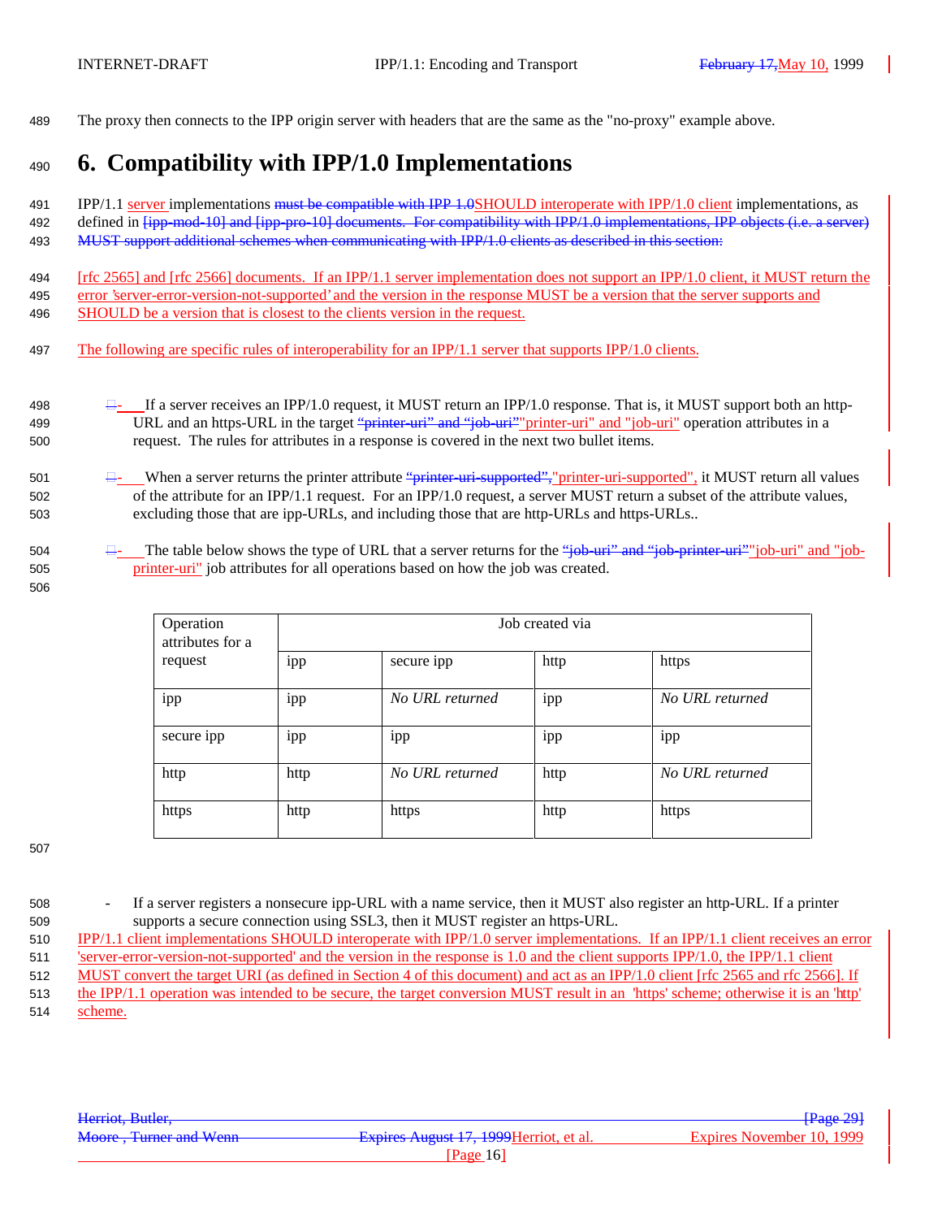The proxy then connects to the IPP origin server with headers that are the same as the "no-proxy" example above.

# 6. Compatibility with IPP/1.0 Implementations

IPP/1.1 server implementations ~~must be compatible with IPP 1.0~~SHOULD interoperate with IPP/1.0 client implementations, as defined in ~~[ipp-mod-10] and [ipp-pro-10] documents. For compatibility with IPP/1.0 implementations, IPP objects (i.e. a server) MUST support additional schemes when communicating with IPP/1.0 clients as described in this section:~~

[rfc 2565] and [rfc 2566] documents. If an IPP/1.1 server implementation does not support an IPP/1.0 client, it MUST return the error 'server-error-version-not-supported' and the version in the response MUST be a version that the server supports and SHOULD be a version that is closest to the clients version in the request.

The following are specific rules of interoperability for an IPP/1.1 server that supports IPP/1.0 clients.

- If a server receives an IPP/1.0 request, it MUST return an IPP/1.0 response. That is, it MUST support both an http-URL and an https-URL in the target ~~"printer-uri" and "job-uri"~~"printer-uri" and "job-uri" operation attributes in a request. The rules for attributes in a response is covered in the next two bullet items.

- When a server returns the printer attribute ~~"printer-uri-supported",~~"printer-uri-supported", it MUST return all values of the attribute for an IPP/1.1 request. For an IPP/1.0 request, a server MUST return a subset of the attribute values, excluding those that are ipp-URLs, and including those that are http-URLs and https-URLs..

- The table below shows the type of URL that a server returns for the ~~"job-uri" and "job-printer-uri"~~"job-uri" and "job-printer-uri" job attributes for all operations based on how the job was created.

| Operation attributes for a request | Job created via | | | |
|---|---|---|---|---|
| | ipp | secure ipp | http | https |
| ipp | ipp | *No URL returned* | ipp | *No URL returned* |
| secure ipp | ipp | ipp | ipp | ipp |
| http | http | *No URL returned* | http | *No URL returned* |
| https | http | https | http | https |

- If a server registers a nonsecure ipp-URL with a name service, then it MUST also register an http-URL. If a printer supports a secure connection using SSL3, then it MUST register an https-URL.

IPP/1.1 client implementations SHOULD interoperate with IPP/1.0 server implementations. If an IPP/1.1 client receives an error 'server-error-version-not-supported' and the version in the response is 1.0 and the client supports IPP/1.0, the IPP/1.1 client MUST convert the target URI (as defined in Section 4 of this document) and act as an IPP/1.0 client [rfc 2565 and rfc 2566]. If the IPP/1.1 operation was intended to be secure, the target conversion MUST result in an 'https' scheme; otherwise it is an 'http' scheme.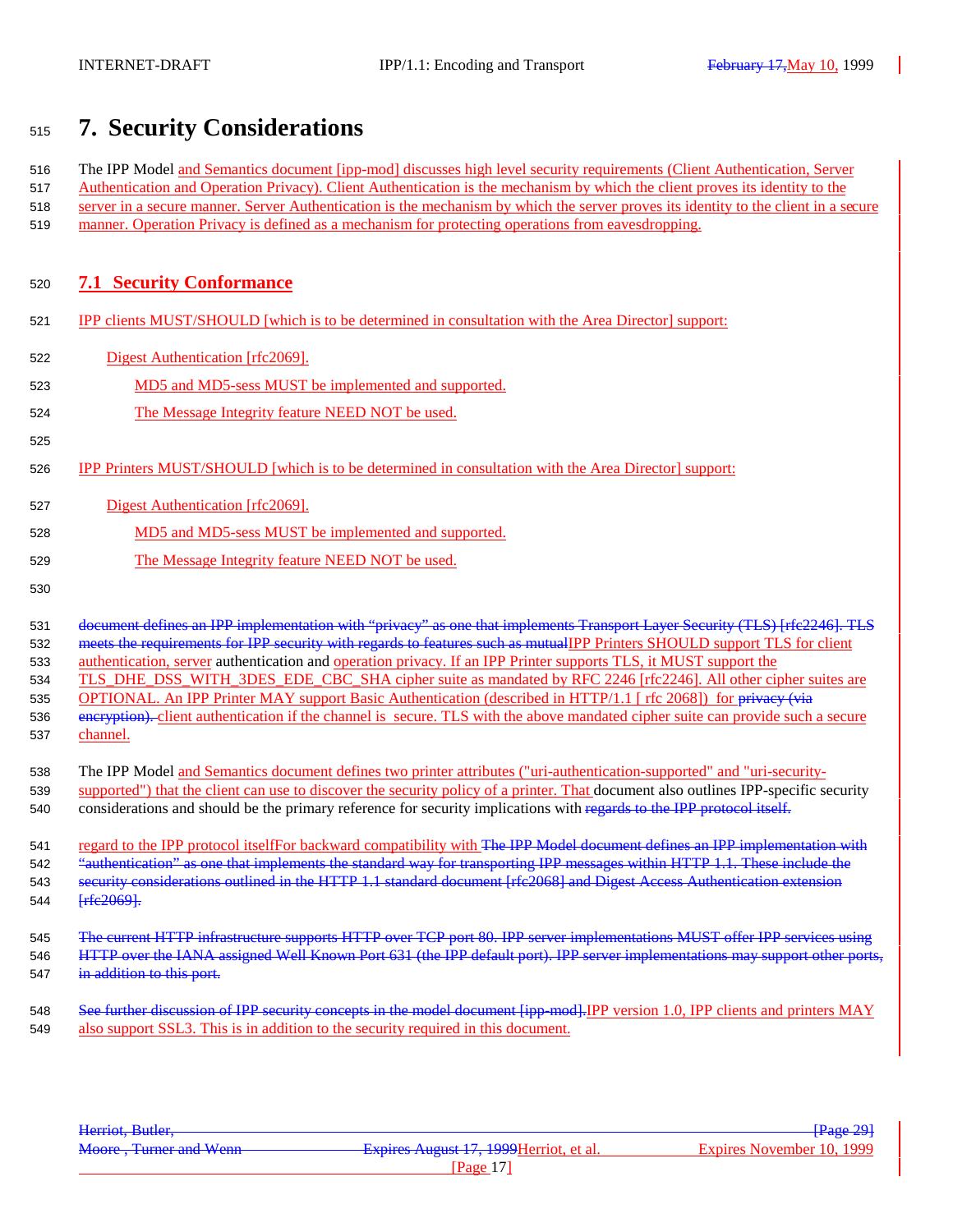# 7. Security Considerations

The IPP Model and Semantics document [ipp-mod] discusses high level security requirements (Client Authentication, Server Authentication and Operation Privacy). Client Authentication is the mechanism by which the client proves its identity to the server in a secure manner. Server Authentication is the mechanism by which the server proves its identity to the client in a secure manner. Operation Privacy is defined as a mechanism for protecting operations from eavesdropping.

## 7.1 Security Conformance

IPP clients MUST/SHOULD [which is to be determined in consultation with the Area Director] support:

- Digest Authentication [rfc2069].
  - MD5 and MD5-sess MUST be implemented and supported.
  - The Message Integrity feature NEED NOT be used.

IPP Printers MUST/SHOULD [which is to be determined in consultation with the Area Director] support:

- Digest Authentication [rfc2069].
  - MD5 and MD5-sess MUST be implemented and supported.
  - The Message Integrity feature NEED NOT be used.

~~document defines an IPP implementation with "privacy" as one that implements Transport Layer Security (TLS) [rfc2246]. TLS meets the requirements for IPP security with regards to features such as mutual~~IPP Printers SHOULD support TLS for client authentication, server authentication and operation privacy. If an IPP Printer supports TLS, it MUST support the TLS_DHE_DSS_WITH_3DES_EDE_CBC_SHA cipher suite as mandated by RFC 2246 [rfc2246]. All other cipher suites are OPTIONAL. An IPP Printer MAY support Basic Authentication (described in HTTP/1.1 [ rfc 2068]) for ~~privacy (via encryption).~~ client authentication if the channel is secure. TLS with the above mandated cipher suite can provide such a secure channel.

The IPP Model and Semantics document defines two printer attributes ("uri-authentication-supported" and "uri-security-supported") that the client can use to discover the security policy of a printer. That document also outlines IPP-specific security considerations and should be the primary reference for security implications with ~~regards to the IPP protocol itself.~~

regard to the IPP protocol itselfFor backward compatibility with ~~The IPP Model document defines an IPP implementation with "authentication" as one that implements the standard way for transporting IPP messages within HTTP 1.1. These include the security considerations outlined in the HTTP 1.1 standard document [rfc2068] and Digest Access Authentication extension [rfc2069].~~

~~The current HTTP infrastructure supports HTTP over TCP port 80. IPP server implementations MUST offer IPP services using HTTP over the IANA assigned Well Known Port 631 (the IPP default port). IPP server implementations may support other ports, in addition to this port.~~

~~See further discussion of IPP security concepts in the model document [ipp-mod].~~IPP version 1.0, IPP clients and printers MAY also support SSL3. This is in addition to the security required in this document.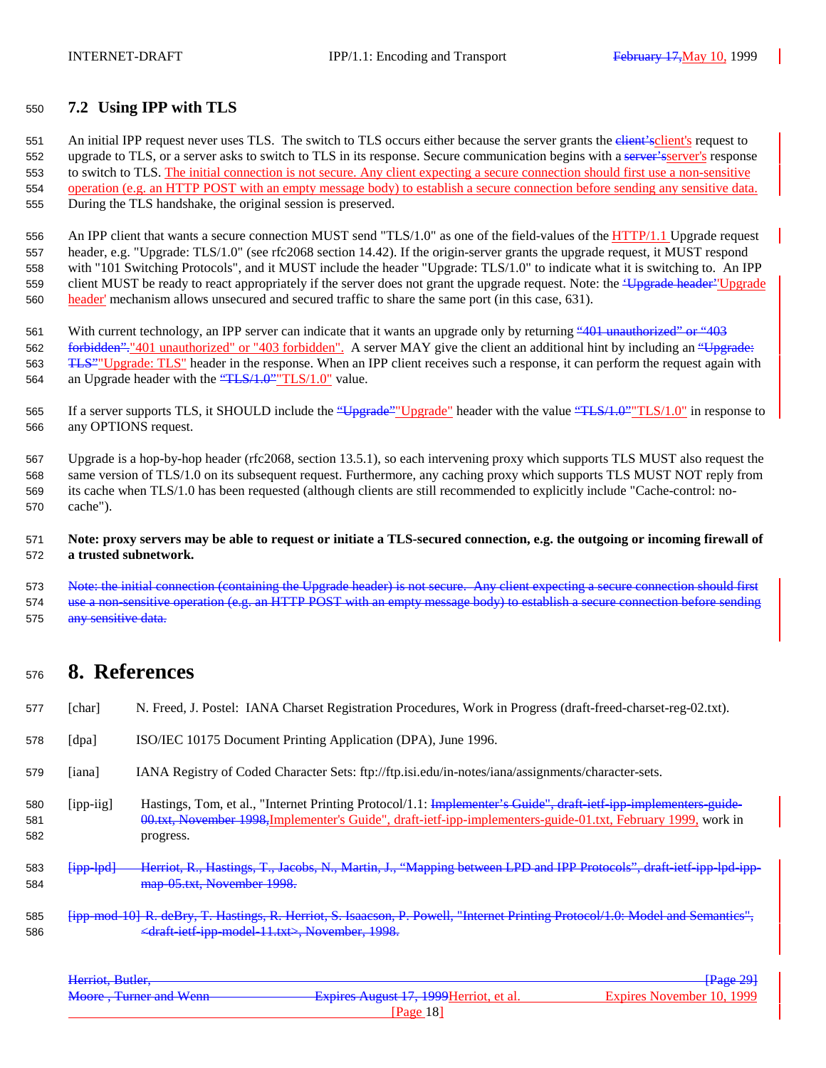## 7.2 Using IPP with TLS

An initial IPP request never uses TLS. The switch to TLS occurs either because the server grants the ~~client's~~client's request to upgrade to TLS, or a server asks to switch to TLS in its response. Secure communication begins with a ~~server's~~server's response to switch to TLS. The initial connection is not secure. Any client expecting a secure connection should first use a non-sensitive operation (e.g. an HTTP POST with an empty message body) to establish a secure connection before sending any sensitive data. During the TLS handshake, the original session is preserved.

An IPP client that wants a secure connection MUST send "TLS/1.0" as one of the field-values of the HTTP/1.1 Upgrade request header, e.g. "Upgrade: TLS/1.0" (see rfc2068 section 14.42). If the origin-server grants the upgrade request, it MUST respond with "101 Switching Protocols", and it MUST include the header "Upgrade: TLS/1.0" to indicate what it is switching to. An IPP client MUST be ready to react appropriately if the server does not grant the upgrade request. Note: the ~~'Upgrade header'~~'Upgrade header' mechanism allows unsecured and secured traffic to share the same port (in this case, 631).

With current technology, an IPP server can indicate that it wants an upgrade only by returning ~~"401 unauthorized" or "403 forbidden".~~"401 unauthorized" or "403 forbidden". A server MAY give the client an additional hint by including an ~~"Upgrade: TLS"~~"Upgrade: TLS" header in the response. When an IPP client receives such a response, it can perform the request again with an Upgrade header with the ~~"TLS/1.0"~~"TLS/1.0" value.

If a server supports TLS, it SHOULD include the ~~"Upgrade"~~"Upgrade" header with the value ~~"TLS/1.0"~~"TLS/1.0" in response to any OPTIONS request.

Upgrade is a hop-by-hop header (rfc2068, section 13.5.1), so each intervening proxy which supports TLS MUST also request the same version of TLS/1.0 on its subsequent request. Furthermore, any caching proxy which supports TLS MUST NOT reply from its cache when TLS/1.0 has been requested (although clients are still recommended to explicitly include "Cache-control: no-cache").

**Note: proxy servers may be able to request or initiate a TLS-secured connection, e.g. the outgoing or incoming firewall of a trusted subnetwork.**

~~Note: the initial connection (containing the Upgrade header) is not secure. Any client expecting a secure connection should first use a non-sensitive operation (e.g. an HTTP POST with an empty message body) to establish a secure connection before sending any sensitive data.~~

# 8. References

[char] N. Freed, J. Postel: IANA Charset Registration Procedures, Work in Progress (draft-freed-charset-reg-02.txt).

[dpa] ISO/IEC 10175 Document Printing Application (DPA), June 1996.

[iana] IANA Registry of Coded Character Sets: ftp://ftp.isi.edu/in-notes/iana/assignments/character-sets.

[ipp-iig] Hastings, Tom, et al., "Internet Printing Protocol/1.1: ~~Implementer's Guide", draft-ietf-ipp-implementers-guide-00.txt, November 1998,~~Implementer's Guide", draft-ietf-ipp-implementers-guide-01.txt, February 1999, work in progress.

~~[ipp-lpd] Herriot, R., Hastings, T., Jacobs, N., Martin, J., "Mapping between LPD and IPP Protocols", draft-ietf-ipp-lpd-ipp-map-05.txt, November 1998.~~

~~[ipp-mod-10] R. deBry, T. Hastings, R. Herriot, S. Isaacson, P. Powell, "Internet Printing Protocol/1.0: Model and Semantics", <draft-ietf-ipp-model-11.txt>, November, 1998.~~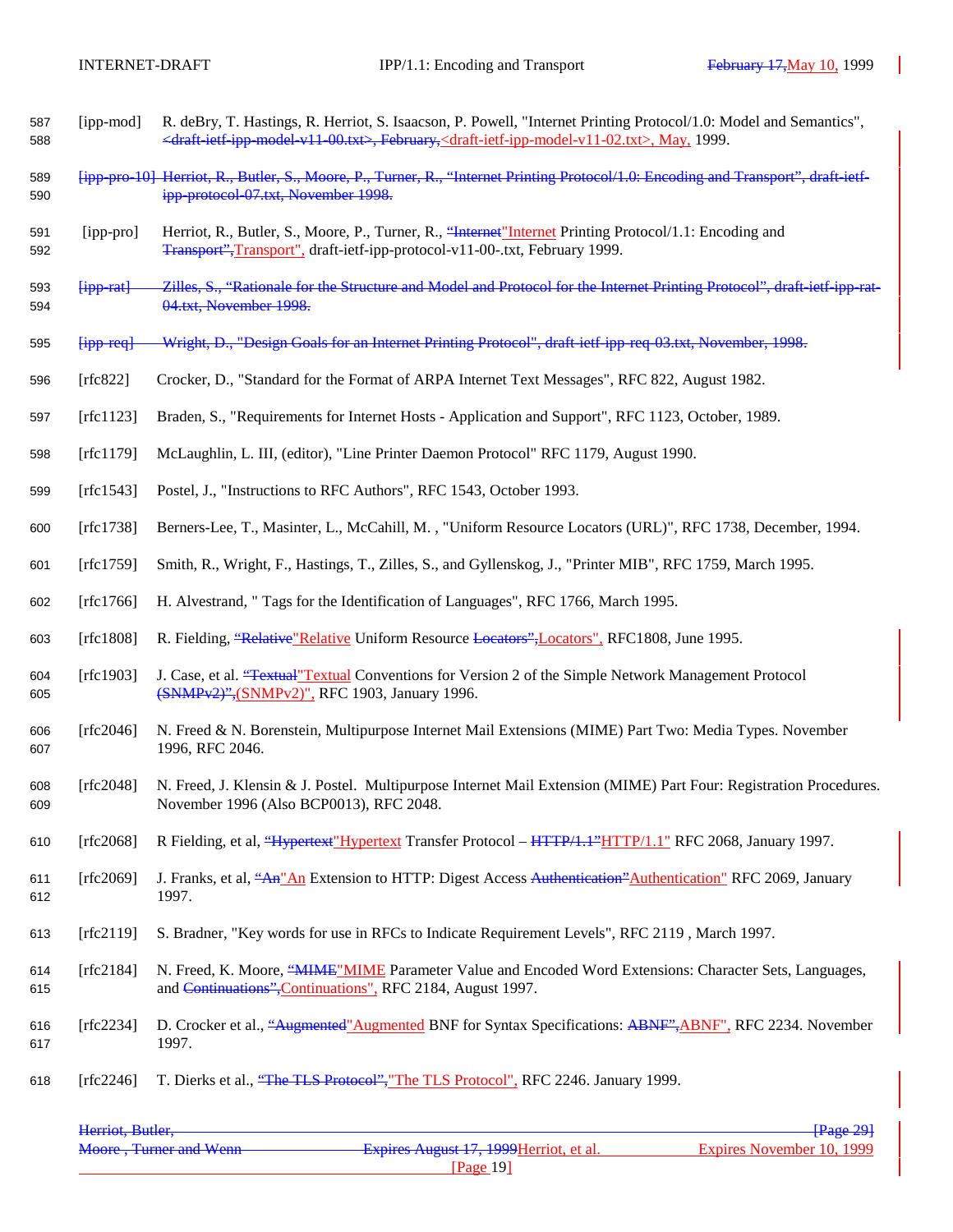[ipp-mod] R. deBry, T. Hastings, R. Herriot, S. Isaacson, P. Powell, "Internet Printing Protocol/1.0: Model and Semantics", ~~<draft-ietf-ipp-model-v11-00.txt>, February,~~ <draft-ietf-ipp-model-v11-02.txt>, May, 1999.

~~[ipp-pro-10] Herriot, R., Butler, S., Moore, P., Turner, R., "Internet Printing Protocol/1.0: Encoding and Transport", draft-ietf-ipp-protocol-07.txt, November 1998.~~

[ipp-pro] Herriot, R., Butler, S., Moore, P., Turner, R., ~~"Internet~~ "Internet Printing Protocol/1.1: Encoding and ~~Transport",~~ Transport", draft-ietf-ipp-protocol-v11-00-.txt, February 1999.

~~[ipp-rat] Zilles, S., "Rationale for the Structure and Model and Protocol for the Internet Printing Protocol", draft-ietf-ipp-rat-04.txt, November 1998.~~

~~[ipp-req] Wright, D., "Design Goals for an Internet Printing Protocol", draft-ietf-ipp-req-03.txt, November, 1998.~~

[rfc822] Crocker, D., "Standard for the Format of ARPA Internet Text Messages", RFC 822, August 1982.

[rfc1123] Braden, S., "Requirements for Internet Hosts - Application and Support", RFC 1123, October, 1989.

[rfc1179] McLaughlin, L. III, (editor), "Line Printer Daemon Protocol" RFC 1179, August 1990.

[rfc1543] Postel, J., "Instructions to RFC Authors", RFC 1543, October 1993.

[rfc1738] Berners-Lee, T., Masinter, L., McCahill, M. , "Uniform Resource Locators (URL)", RFC 1738, December, 1994.

[rfc1759] Smith, R., Wright, F., Hastings, T., Zilles, S., and Gyllenskog, J., "Printer MIB", RFC 1759, March 1995.

[rfc1766] H. Alvestrand, " Tags for the Identification of Languages", RFC 1766, March 1995.

[rfc1808] R. Fielding, ~~"Relative~~ "Relative Uniform Resource ~~Locators",~~ Locators", RFC1808, June 1995.

[rfc1903] J. Case, et al. ~~"Textual~~ "Textual Conventions for Version 2 of the Simple Network Management Protocol ~~(SNMPv2)",~~ (SNMPv2)", RFC 1903, January 1996.

[rfc2046] N. Freed & N. Borenstein, Multipurpose Internet Mail Extensions (MIME) Part Two: Media Types. November 1996, RFC 2046.

[rfc2048] N. Freed, J. Klensin & J. Postel. Multipurpose Internet Mail Extension (MIME) Part Four: Registration Procedures. November 1996 (Also BCP0013), RFC 2048.

[rfc2068] R Fielding, et al, ~~"Hypertext~~ "Hypertext Transfer Protocol – ~~HTTP/1.1"~~ HTTP/1.1" RFC 2068, January 1997.

[rfc2069] J. Franks, et al, ~~"An~~ "An Extension to HTTP: Digest Access ~~Authentication"~~ Authentication" RFC 2069, January 1997.

[rfc2119] S. Bradner, "Key words for use in RFCs to Indicate Requirement Levels", RFC 2119 , March 1997.

[rfc2184] N. Freed, K. Moore, ~~"MIME~~ "MIME Parameter Value and Encoded Word Extensions: Character Sets, Languages, and ~~Continuations",~~ Continuations", RFC 2184, August 1997.

[rfc2234] D. Crocker et al., ~~"Augmented~~ "Augmented BNF for Syntax Specifications: ~~ABNF",~~ ABNF", RFC 2234. November 1997.

[rfc2246] T. Dierks et al., ~~"The TLS Protocol",~~ "The TLS Protocol", RFC 2246. January 1999.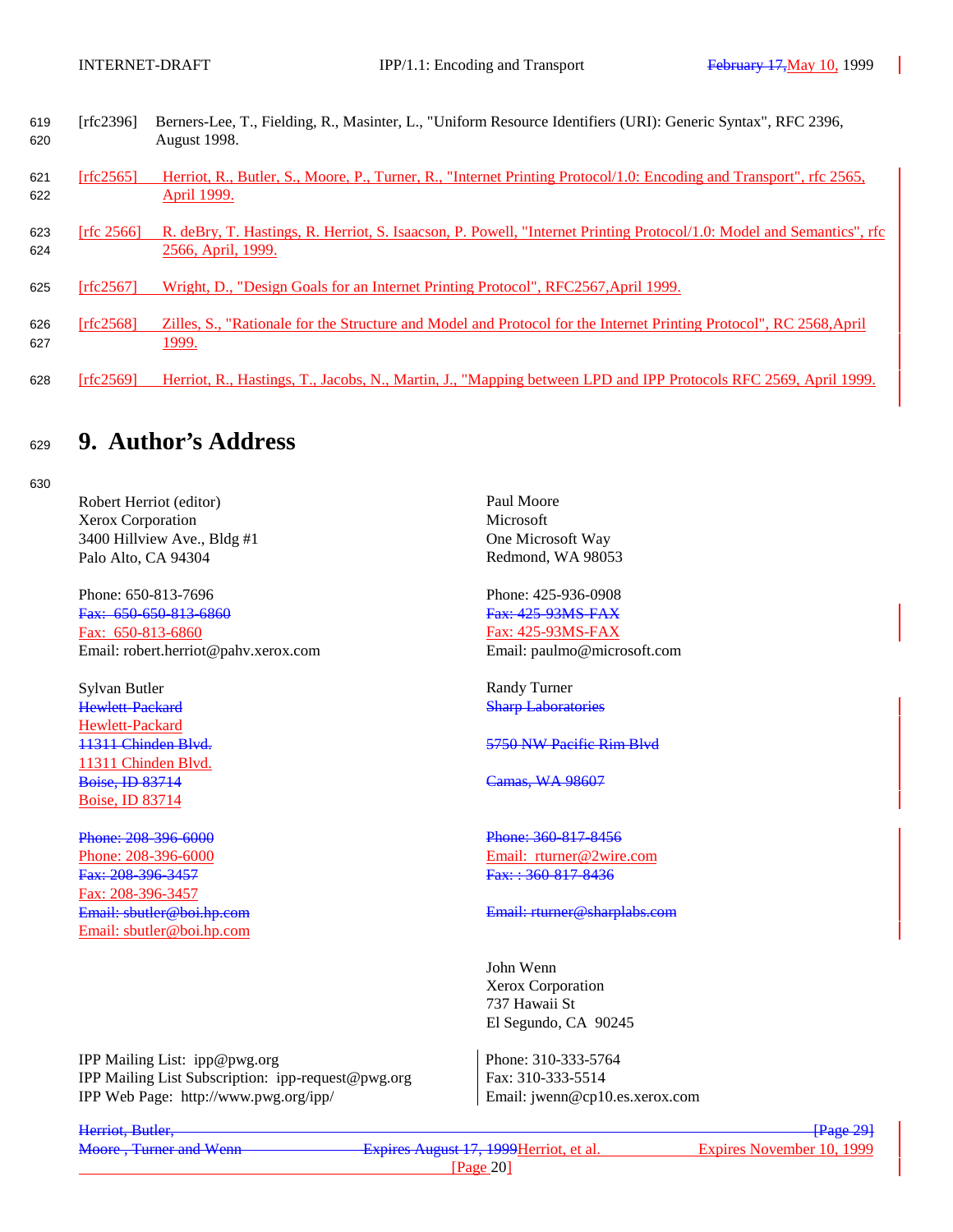[rfc2396] Berners-Lee, T., Fielding, R., Masinter, L., "Uniform Resource Identifiers (URI): Generic Syntax", RFC 2396, August 1998.

[rfc2565] Herriot, R., Butler, S., Moore, P., Turner, R., "Internet Printing Protocol/1.0: Encoding and Transport", rfc 2565, April 1999.

[rfc 2566] R. deBry, T. Hastings, R. Herriot, S. Isaacson, P. Powell, "Internet Printing Protocol/1.0: Model and Semantics", rfc 2566, April, 1999.

[rfc2567] Wright, D., "Design Goals for an Internet Printing Protocol", RFC2567,April 1999.

[rfc2568] Zilles, S., "Rationale for the Structure and Model and Protocol for the Internet Printing Protocol", RC 2568,April 1999.

[rfc2569] Herriot, R., Hastings, T., Jacobs, N., Martin, J., "Mapping between LPD and IPP Protocols RFC 2569, April 1999.

# 9. Author's Address

Robert Herriot (editor)
Xerox Corporation
3400 Hillview Ave., Bldg #1
Palo Alto, CA 94304

Phone: 650-813-7696
~~Fax: 650-650-813-6860~~
Fax: 650-813-6860
Email: robert.herriot@pahv.xerox.com

Sylvan Butler
~~Hewlett-Packard~~
Hewlett-Packard
~~11311 Chinden Blvd.~~
11311 Chinden Blvd.
~~Boise, ID 83714~~
Boise, ID 83714

~~Phone: 208-396-6000~~
Phone: 208-396-6000
~~Fax: 208-396-3457~~
Fax: 208-396-3457
~~Email: sbutler@boi.hp.com~~
Email: sbutler@boi.hp.com

Paul Moore
Microsoft
One Microsoft Way
Redmond, WA 98053

Phone: 425-936-0908
~~Fax: 425-93MS-FAX~~
Fax: 425-93MS-FAX
Email: paulmo@microsoft.com

Randy Turner
~~Sharp Laboratories~~
~~5750 NW Pacific Rim Blvd~~
~~Camas, WA 98607~~

~~Phone: 360-817-8456~~
Email: rturner@2wire.com
~~Fax: : 360-817-8436~~
~~Email: rturner@sharplabs.com~~

John Wenn
Xerox Corporation
737 Hawaii St
El Segundo, CA 90245

Phone: 310-333-5764
Fax: 310-333-5514
Email: jwenn@cp10.es.xerox.com

IPP Mailing List: ipp@pwg.org
IPP Mailing List Subscription: ipp-request@pwg.org
IPP Web Page: http://www.pwg.org/ipp/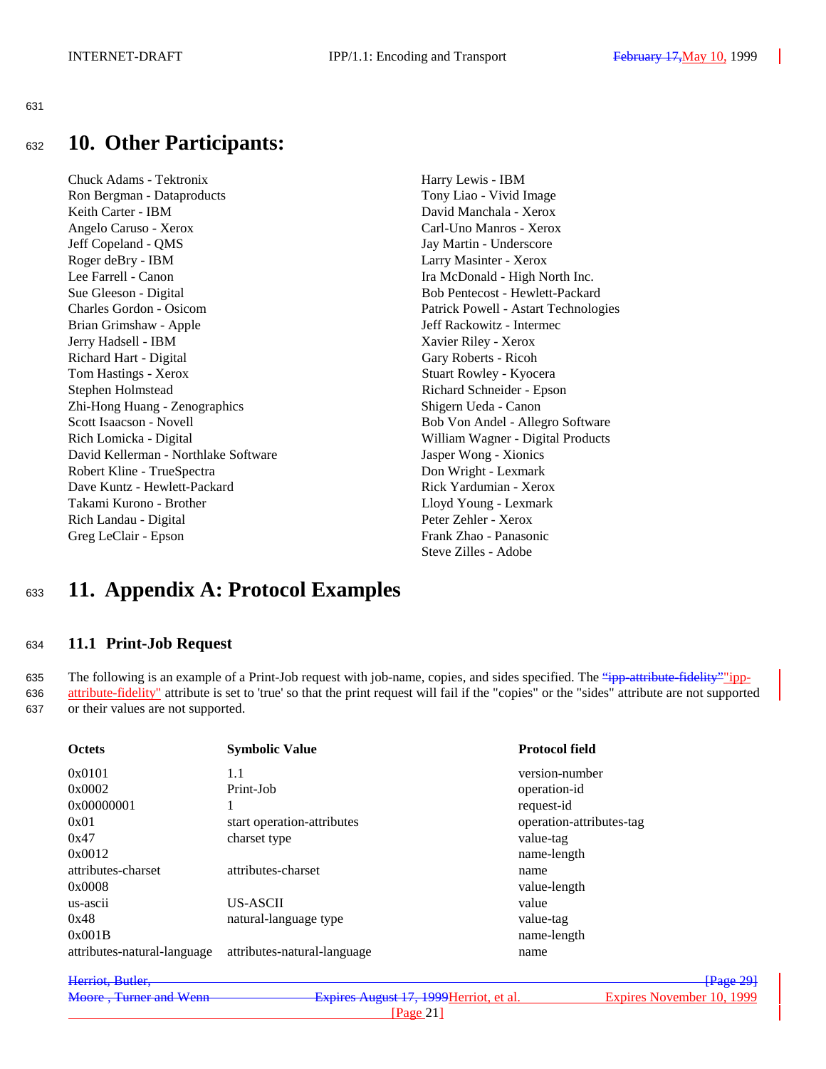# 10. Other Participants:

Chuck Adams - Tektronix
Ron Bergman - Dataproducts
Keith Carter - IBM
Angelo Caruso - Xerox
Jeff Copeland - QMS
Roger deBry - IBM
Lee Farrell - Canon
Sue Gleeson - Digital
Charles Gordon - Osicom
Brian Grimshaw - Apple
Jerry Hadsell - IBM
Richard Hart - Digital
Tom Hastings - Xerox
Stephen Holmstead
Zhi-Hong Huang - Zenographics
Scott Isaacson - Novell
Rich Lomicka - Digital
David Kellerman - Northlake Software
Robert Kline - TrueSpectra
Dave Kuntz - Hewlett-Packard
Takami Kurono - Brother
Rich Landau - Digital
Greg LeClair - Epson
Harry Lewis - IBM
Tony Liao - Vivid Image
David Manchala - Xerox
Carl-Uno Manros - Xerox
Jay Martin - Underscore
Larry Masinter - Xerox
Ira McDonald - High North Inc.
Bob Pentecost - Hewlett-Packard
Patrick Powell - Astart Technologies
Jeff Rackowitz - Intermec
Xavier Riley - Xerox
Gary Roberts - Ricoh
Stuart Rowley - Kyocera
Richard Schneider - Epson
Shigern Ueda - Canon
Bob Von Andel - Allegro Software
William Wagner - Digital Products
Jasper Wong - Xionics
Don Wright - Lexmark
Rick Yardumian - Xerox
Lloyd Young - Lexmark
Peter Zehler - Xerox
Frank Zhao - Panasonic
Steve Zilles - Adobe

# 11. Appendix A: Protocol Examples

## 11.1 Print-Job Request

The following is an example of a Print-Job request with job-name, copies, and sides specified. The ~~“ipp-attribute-fidelity”~~"ipp-attribute-fidelity" attribute is set to 'true' so that the print request will fail if the "copies" or the "sides" attribute are not supported or their values are not supported.

| Octets | Symbolic Value | Protocol field |
|---|---|---|
| 0x0101 | 1.1 | version-number |
| 0x0002 | Print-Job | operation-id |
| 0x00000001 | 1 | request-id |
| 0x01 | start operation-attributes | operation-attributes-tag |
| 0x47 | charset type | value-tag |
| 0x0012 | | name-length |
| attributes-charset | attributes-charset | name |
| 0x0008 | | value-length |
| us-ascii | US-ASCII | value |
| 0x48 | natural-language type | value-tag |
| 0x001B | | name-length |
| attributes-natural-language | attributes-natural-language | name |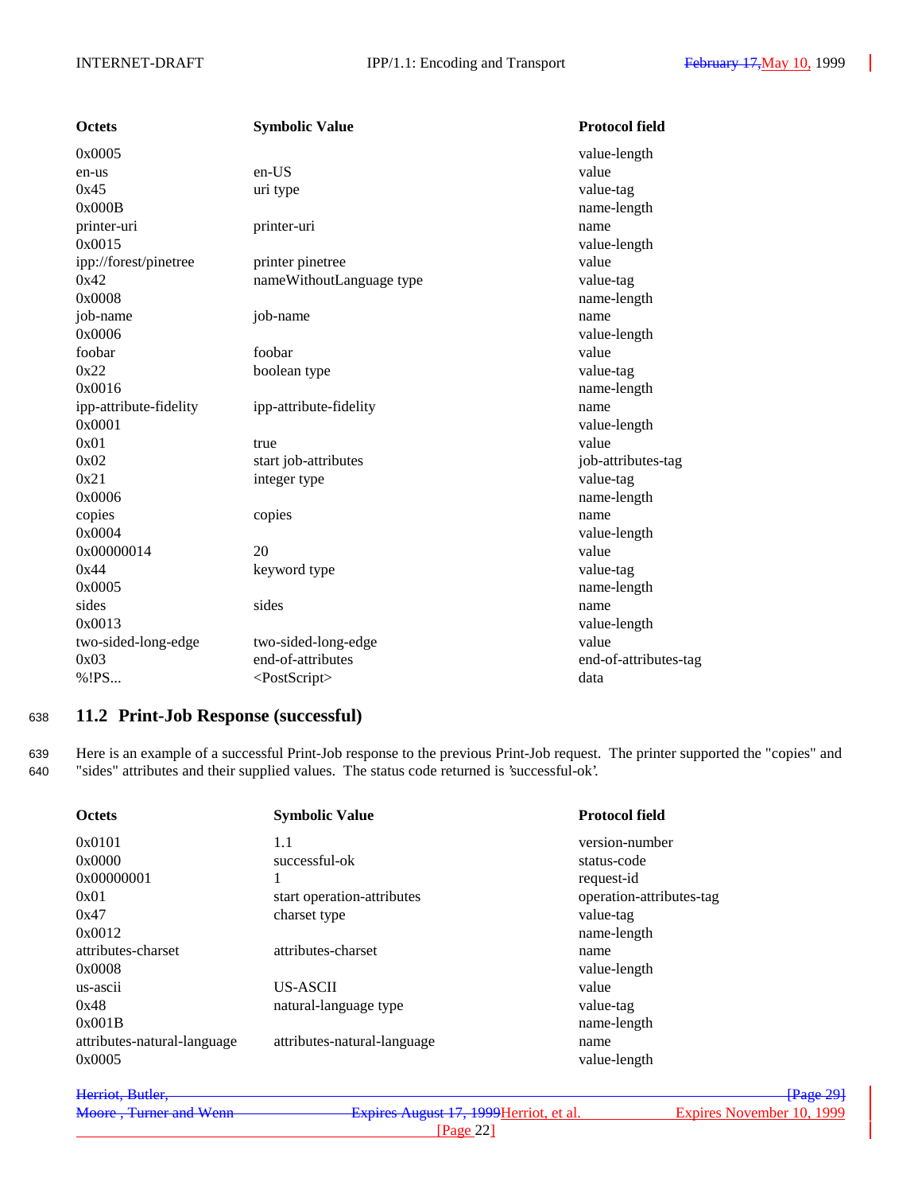| Octets | Symbolic Value | Protocol field |
| --- | --- | --- |
| 0x0005 | | value-length |
| en-us | en-US | value |
| 0x45 | uri type | value-tag |
| 0x000B | | name-length |
| printer-uri | printer-uri | name |
| 0x0015 | | value-length |
| ipp://forest/pinetree | printer pinetree | value |
| 0x42 | nameWithoutLanguage type | value-tag |
| 0x0008 | | name-length |
| job-name | job-name | name |
| 0x0006 | | value-length |
| foobar | foobar | value |
| 0x22 | boolean type | value-tag |
| 0x0016 | | name-length |
| ipp-attribute-fidelity | ipp-attribute-fidelity | name |
| 0x0001 | | value-length |
| 0x01 | true | value |
| 0x02 | start job-attributes | job-attributes-tag |
| 0x21 | integer type | value-tag |
| 0x0006 | | name-length |
| copies | copies | name |
| 0x0004 | | value-length |
| 0x00000014 | 20 | value |
| 0x44 | keyword type | value-tag |
| 0x0005 | | name-length |
| sides | sides | name |
| 0x0013 | | value-length |
| two-sided-long-edge | two-sided-long-edge | value |
| 0x03 | end-of-attributes | end-of-attributes-tag |
| %!PS... | <PostScript> | data |

## 11.2 Print-Job Response (successful)

Here is an example of a successful Print-Job response to the previous Print-Job request. The printer supported the "copies" and "sides" attributes and their supplied values. The status code returned is 'successful-ok'.

| Octets | Symbolic Value | Protocol field |
| --- | --- | --- |
| 0x0101 | 1.1 | version-number |
| 0x0000 | successful-ok | status-code |
| 0x00000001 | 1 | request-id |
| 0x01 | start operation-attributes | operation-attributes-tag |
| 0x47 | charset type | value-tag |
| 0x0012 | | name-length |
| attributes-charset | attributes-charset | name |
| 0x0008 | | value-length |
| us-ascii | US-ASCII | value |
| 0x48 | natural-language type | value-tag |
| 0x001B | | name-length |
| attributes-natural-language | attributes-natural-language | name |
| 0x0005 | | value-length |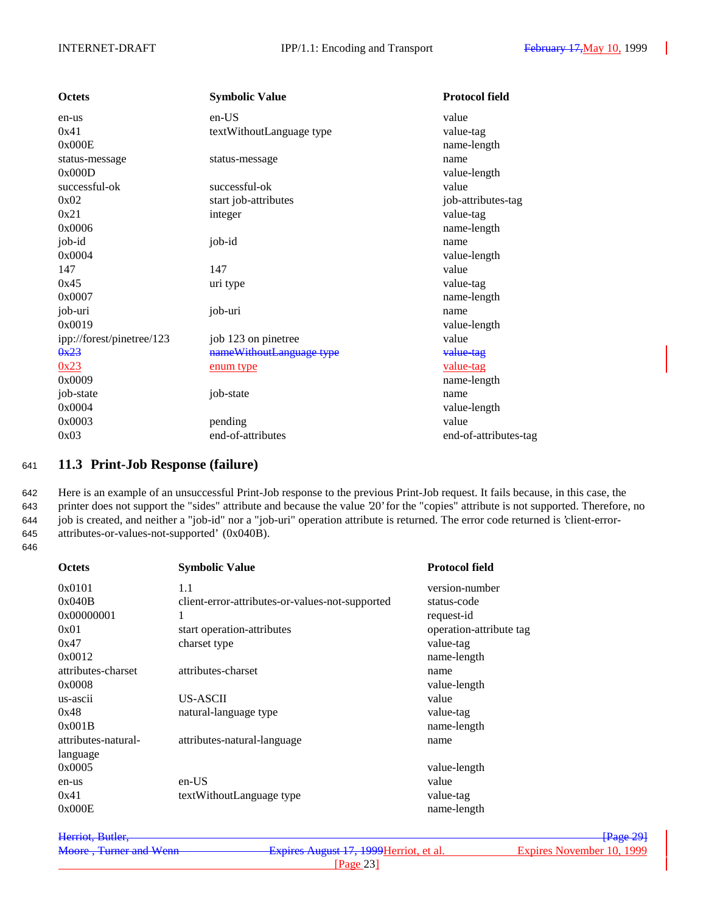| Octets | Symbolic Value | Protocol field |
|---|---|---|
| en-us | en-US | value |
| 0x41 | textWithoutLanguage type | value-tag |
| 0x000E | | name-length |
| status-message | status-message | name |
| 0x000D | | value-length |
| successful-ok | successful-ok | value |
| 0x02 | start job-attributes | job-attributes-tag |
| 0x21 | integer | value-tag |
| 0x0006 | | name-length |
| job-id | job-id | name |
| 0x0004 | | value-length |
| 147 | 147 | value |
| 0x45 | uri type | value-tag |
| 0x0007 | | name-length |
| job-uri | job-uri | name |
| 0x0019 | | value-length |
| ipp://forest/pinetree/123 | job 123 on pinetree | value |
| ~~0x23~~ | ~~nameWithoutLanguage type~~ | ~~value-tag~~ |
| 0x23 | enum type | value-tag |
| 0x0009 | | name-length |
| job-state | job-state | name |
| 0x0004 | | value-length |
| 0x0003 | pending | value |
| 0x03 | end-of-attributes | end-of-attributes-tag |

## 11.3 Print-Job Response (failure)

Here is an example of an unsuccessful Print-Job response to the previous Print-Job request. It fails because, in this case, the printer does not support the "sides" attribute and because the value '20' for the "copies" attribute is not supported. Therefore, no job is created, and neither a "job-id" nor a "job-uri" operation attribute is returned. The error code returned is 'client-error-attributes-or-values-not-supported' (0x040B).

| Octets | Symbolic Value | Protocol field |
|---|---|---|
| 0x0101 | 1.1 | version-number |
| 0x040B | client-error-attributes-or-values-not-supported | status-code |
| 0x00000001 | 1 | request-id |
| 0x01 | start operation-attributes | operation-attribute tag |
| 0x47 | charset type | value-tag |
| 0x0012 | | name-length |
| attributes-charset | attributes-charset | name |
| 0x0008 | | value-length |
| us-ascii | US-ASCII | value |
| 0x48 | natural-language type | value-tag |
| 0x001B | | name-length |
| attributes-natural-language | attributes-natural-language | name |
| 0x0005 | | value-length |
| en-us | en-US | value |
| 0x41 | textWithoutLanguage type | value-tag |
| 0x000E | | name-length |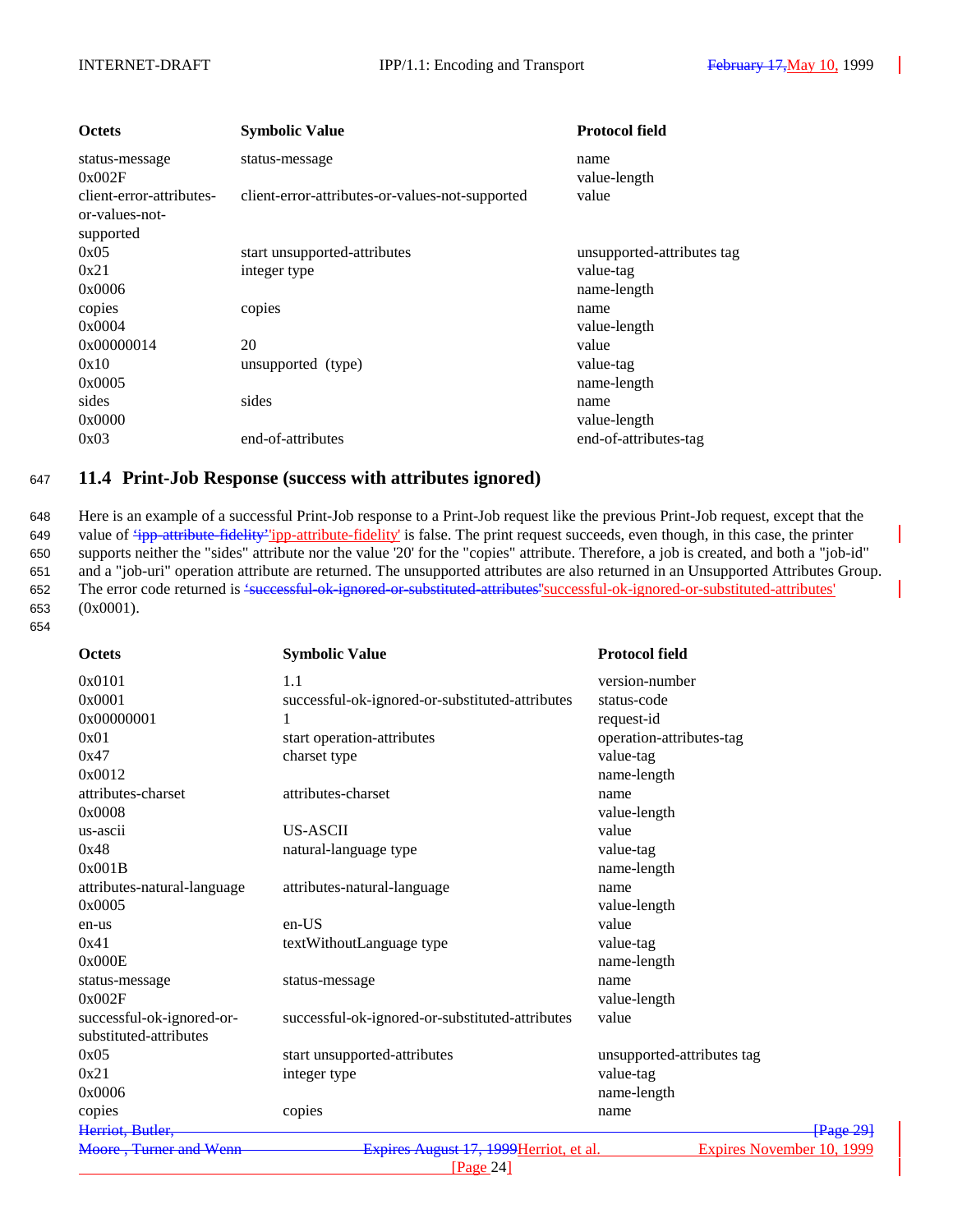| Octets | Symbolic Value | Protocol field |
|---|---|---|
| status-message | status-message | name |
| 0x002F | | value-length |
| client-error-attributes-or-values-not-supported | client-error-attributes-or-values-not-supported | value |
| 0x05 | start unsupported-attributes | unsupported-attributes tag |
| 0x21 | integer type | value-tag |
| 0x0006 | | name-length |
| copies | copies | name |
| 0x0004 | | value-length |
| 0x00000014 | 20 | value |
| 0x10 | unsupported (type) | value-tag |
| 0x0005 | | name-length |
| sides | sides | name |
| 0x0000 | | value-length |
| 0x03 | end-of-attributes | end-of-attributes-tag |

## 11.4 Print-Job Response (success with attributes ignored)

Here is an example of a successful Print-Job response to a Print-Job request like the previous Print-Job request, except that the value of 'ipp-attribute-fidelity' is false. The print request succeeds, even though, in this case, the printer supports neither the "sides" attribute nor the value '20' for the "copies" attribute. Therefore, a job is created, and both a "job-id" and a "job-uri" operation attribute are returned. The unsupported attributes are also returned in an Unsupported Attributes Group. The error code returned is 'successful-ok-ignored-or-substituted-attributes' (0x0001).

| Octets | Symbolic Value | Protocol field |
|---|---|---|
| 0x0101 | 1.1 | version-number |
| 0x0001 | successful-ok-ignored-or-substituted-attributes | status-code |
| 0x00000001 | 1 | request-id |
| 0x01 | start operation-attributes | operation-attributes-tag |
| 0x47 | charset type | value-tag |
| 0x0012 | | name-length |
| attributes-charset | attributes-charset | name |
| 0x0008 | | value-length |
| us-ascii | US-ASCII | value |
| 0x48 | natural-language type | value-tag |
| 0x001B | | name-length |
| attributes-natural-language | attributes-natural-language | name |
| 0x0005 | | value-length |
| en-us | en-US | value |
| 0x41 | textWithoutLanguage type | value-tag |
| 0x000E | | name-length |
| status-message | status-message | name |
| 0x002F | | value-length |
| successful-ok-ignored-or-substituted-attributes | successful-ok-ignored-or-substituted-attributes | value |
| 0x05 | start unsupported-attributes | unsupported-attributes tag |
| 0x21 | integer type | value-tag |
| 0x0006 | | name-length |
| copies | copies | name |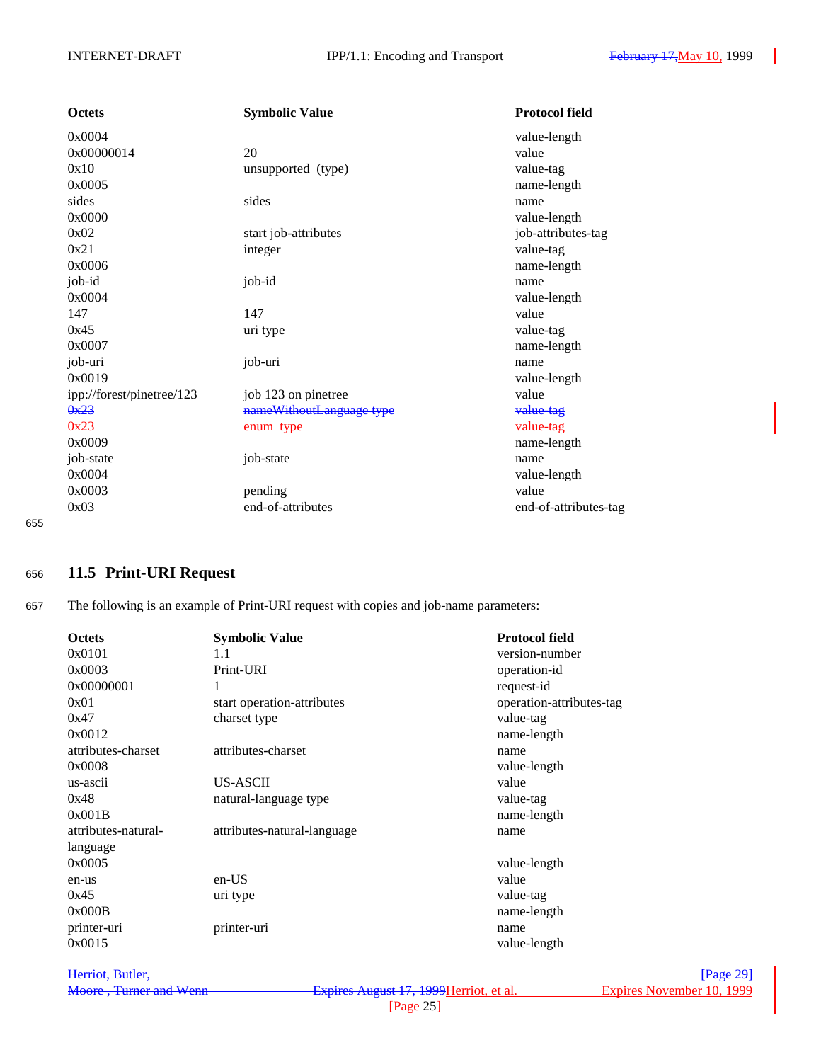| Octets | Symbolic Value | Protocol field |
|---|---|---|
| 0x0004 | | value-length |
| 0x00000014 | 20 | value |
| 0x10 | unsupported (type) | value-tag |
| 0x0005 | | name-length |
| sides | sides | name |
| 0x0000 | | value-length |
| 0x02 | start job-attributes | job-attributes-tag |
| 0x21 | integer | value-tag |
| 0x0006 | | name-length |
| job-id | job-id | name |
| 0x0004 | | value-length |
| 147 | 147 | value |
| 0x45 | uri type | value-tag |
| 0x0007 | | name-length |
| job-uri | job-uri | name |
| 0x0019 | | value-length |
| ipp://forest/pinetree/123 | job 123 on pinetree | value |
| ~~0x23~~ | ~~nameWithoutLanguage type~~ | ~~value-tag~~ |
| 0x23 | enum type | value-tag |
| 0x0009 | | name-length |
| job-state | job-state | name |
| 0x0004 | | value-length |
| 0x0003 | pending | value |
| 0x03 | end-of-attributes | end-of-attributes-tag |

## 11.5 Print-URI Request

The following is an example of Print-URI request with copies and job-name parameters:

| Octets | Symbolic Value | Protocol field |
|---|---|---|
| 0x0101 | 1.1 | version-number |
| 0x0003 | Print-URI | operation-id |
| 0x00000001 | 1 | request-id |
| 0x01 | start operation-attributes | operation-attributes-tag |
| 0x47 | charset type | value-tag |
| 0x0012 | | name-length |
| attributes-charset | attributes-charset | name |
| 0x0008 | | value-length |
| us-ascii | US-ASCII | value |
| 0x48 | natural-language type | value-tag |
| 0x001B | | name-length |
| attributes-natural-language | attributes-natural-language | name |
| 0x0005 | | value-length |
| en-us | en-US | value |
| 0x45 | uri type | value-tag |
| 0x000B | | name-length |
| printer-uri | printer-uri | name |
| 0x0015 | | value-length |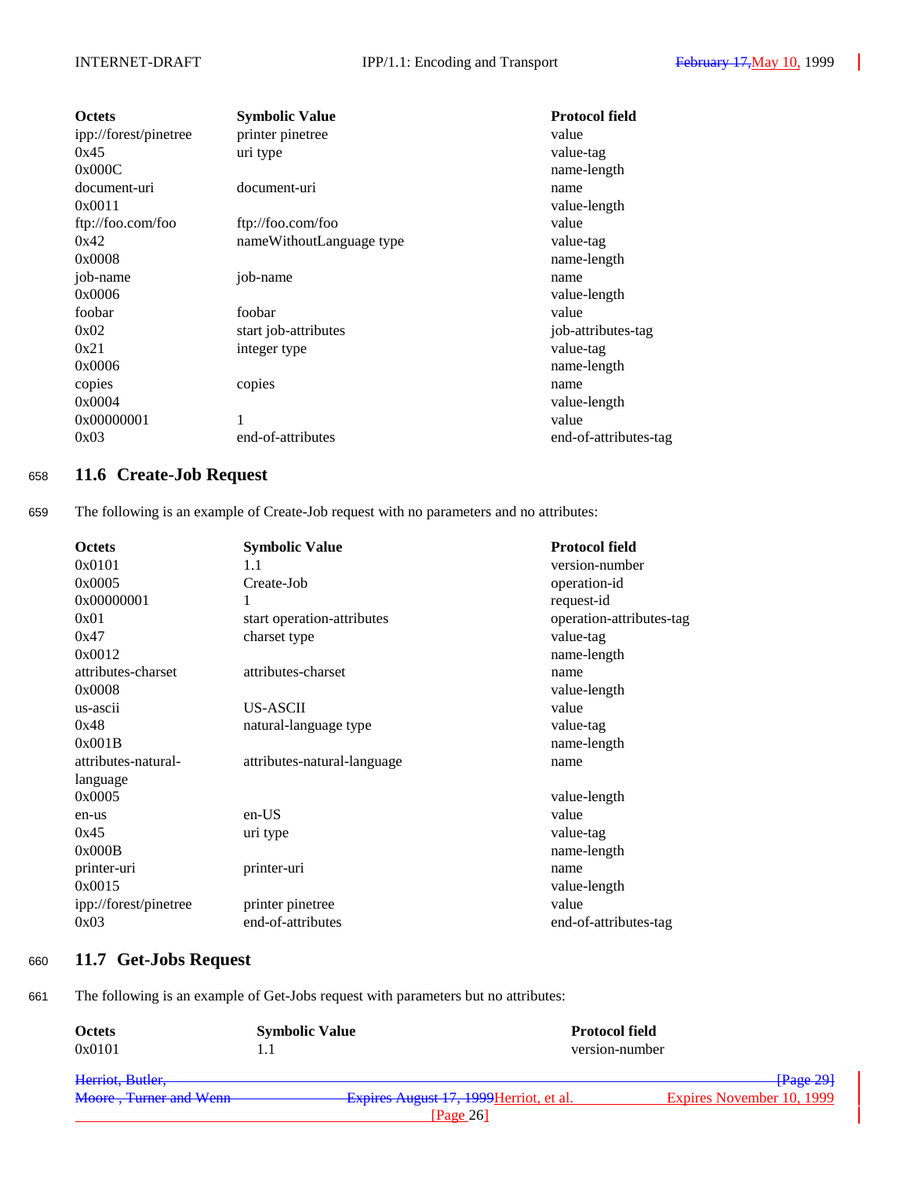| Octets | Symbolic Value | Protocol field |
|---|---|---|
| ipp://forest/pinetree | printer pinetree | value |
| 0x45 | uri type | value-tag |
| 0x000C | | name-length |
| document-uri | document-uri | name |
| 0x0011 | | value-length |
| ftp://foo.com/foo | ftp://foo.com/foo | value |
| 0x42 | nameWithoutLanguage type | value-tag |
| 0x0008 | | name-length |
| job-name | job-name | name |
| 0x0006 | | value-length |
| foobar | foobar | value |
| 0x02 | start job-attributes | job-attributes-tag |
| 0x21 | integer type | value-tag |
| 0x0006 | | name-length |
| copies | copies | name |
| 0x0004 | | value-length |
| 0x00000001 | 1 | value |
| 0x03 | end-of-attributes | end-of-attributes-tag |

## 11.6 Create-Job Request

The following is an example of Create-Job request with no parameters and no attributes:

| Octets | Symbolic Value | Protocol field |
|---|---|---|
| 0x0101 | 1.1 | version-number |
| 0x0005 | Create-Job | operation-id |
| 0x00000001 | 1 | request-id |
| 0x01 | start operation-attributes | operation-attributes-tag |
| 0x47 | charset type | value-tag |
| 0x0012 | | name-length |
| attributes-charset | attributes-charset | name |
| 0x0008 | | value-length |
| us-ascii | US-ASCII | value |
| 0x48 | natural-language type | value-tag |
| 0x001B | | name-length |
| attributes-natural-language | attributes-natural-language | name |
| 0x0005 | | value-length |
| en-us | en-US | value |
| 0x45 | uri type | value-tag |
| 0x000B | | name-length |
| printer-uri | printer-uri | name |
| 0x0015 | | value-length |
| ipp://forest/pinetree | printer pinetree | value |
| 0x03 | end-of-attributes | end-of-attributes-tag |

## 11.7 Get-Jobs Request

The following is an example of Get-Jobs request with parameters but no attributes:

| Octets | Symbolic Value | Protocol field |
|---|---|---|
| 0x0101 | 1.1 | version-number |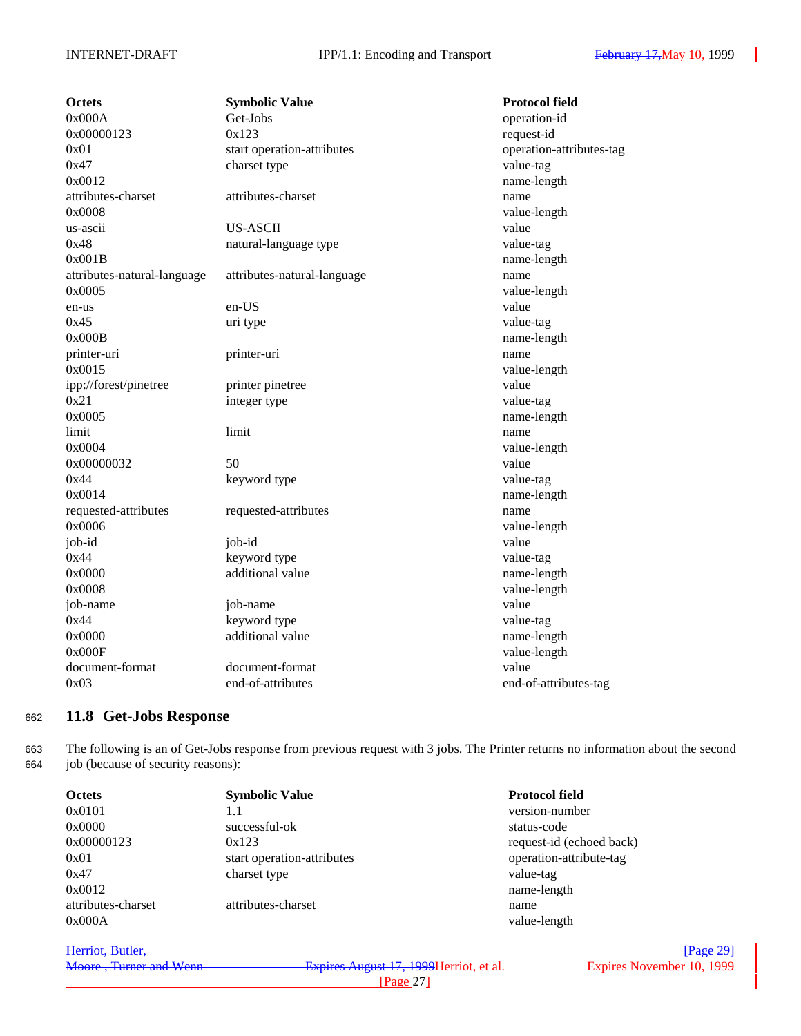| Octets | Symbolic Value | Protocol field |
|---|---|---|
| 0x000A | Get-Jobs | operation-id |
| 0x00000123 | 0x123 | request-id |
| 0x01 | start operation-attributes | operation-attributes-tag |
| 0x47 | charset type | value-tag |
| 0x0012 | | name-length |
| attributes-charset | attributes-charset | name |
| 0x0008 | | value-length |
| us-ascii | US-ASCII | value |
| 0x48 | natural-language type | value-tag |
| 0x001B | | name-length |
| attributes-natural-language | attributes-natural-language | name |
| 0x0005 | | value-length |
| en-us | en-US | value |
| 0x45 | uri type | value-tag |
| 0x000B | | name-length |
| printer-uri | printer-uri | name |
| 0x0015 | | value-length |
| ipp://forest/pinetree | printer pinetree | value |
| 0x21 | integer type | value-tag |
| 0x0005 | | name-length |
| limit | limit | name |
| 0x0004 | | value-length |
| 0x00000032 | 50 | value |
| 0x44 | keyword type | value-tag |
| 0x0014 | | name-length |
| requested-attributes | requested-attributes | name |
| 0x0006 | | value-length |
| job-id | job-id | value |
| 0x44 | keyword type | value-tag |
| 0x0000 | additional value | name-length |
| 0x0008 | | value-length |
| job-name | job-name | value |
| 0x44 | keyword type | value-tag |
| 0x0000 | additional value | name-length |
| 0x000F | | value-length |
| document-format | document-format | value |
| 0x03 | end-of-attributes | end-of-attributes-tag |

## 11.8 Get-Jobs Response

The following is an of Get-Jobs response from previous request with 3 jobs. The Printer returns no information about the second job (because of security reasons):

| Octets | Symbolic Value | Protocol field |
|---|---|---|
| 0x0101 | 1.1 | version-number |
| 0x0000 | successful-ok | status-code |
| 0x00000123 | 0x123 | request-id (echoed back) |
| 0x01 | start operation-attributes | operation-attribute-tag |
| 0x47 | charset type | value-tag |
| 0x0012 | | name-length |
| attributes-charset | attributes-charset | name |
| 0x000A | | value-length |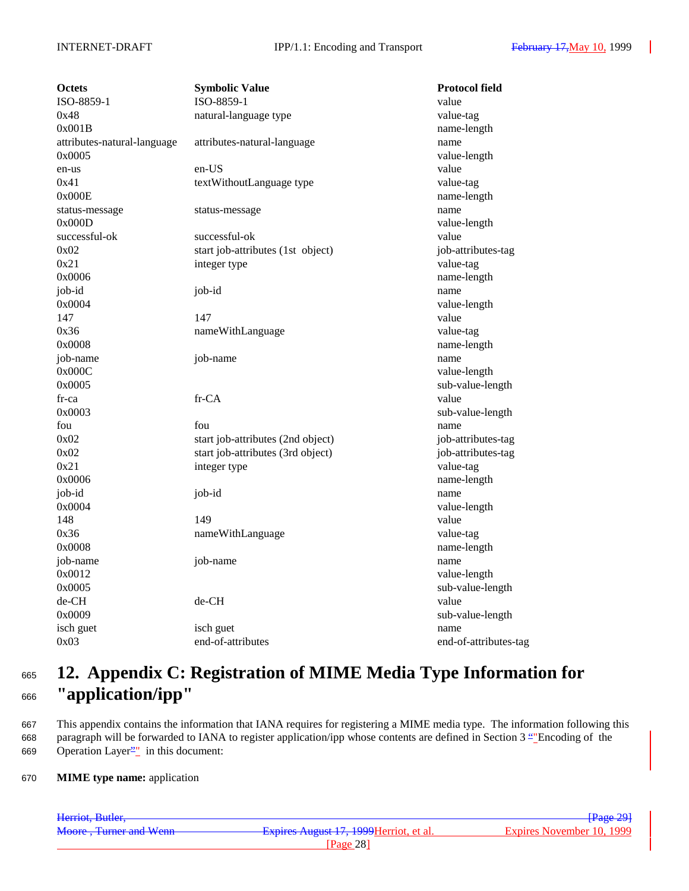| Octets | Symbolic Value | Protocol field |
|---|---|---|
| ISO-8859-1 | ISO-8859-1 | value |
| 0x48 | natural-language type | value-tag |
| 0x001B | | name-length |
| attributes-natural-language | attributes-natural-language | name |
| 0x0005 | | value-length |
| en-us | en-US | value |
| 0x41 | textWithoutLanguage type | value-tag |
| 0x000E | | name-length |
| status-message | status-message | name |
| 0x000D | | value-length |
| successful-ok | successful-ok | value |
| 0x02 | start job-attributes (1st object) | job-attributes-tag |
| 0x21 | integer type | value-tag |
| 0x0006 | | name-length |
| job-id | job-id | name |
| 0x0004 | | value-length |
| 147 | 147 | value |
| 0x36 | nameWithLanguage | value-tag |
| 0x0008 | | name-length |
| job-name | job-name | name |
| 0x000C | | value-length |
| 0x0005 | | sub-value-length |
| fr-ca | fr-CA | value |
| 0x0003 | | sub-value-length |
| fou | fou | name |
| 0x02 | start job-attributes (2nd object) | job-attributes-tag |
| 0x02 | start job-attributes (3rd object) | job-attributes-tag |
| 0x21 | integer type | value-tag |
| 0x0006 | | name-length |
| job-id | job-id | name |
| 0x0004 | | value-length |
| 148 | 149 | value |
| 0x36 | nameWithLanguage | value-tag |
| 0x0008 | | name-length |
| job-name | job-name | name |
| 0x0012 | | value-length |
| 0x0005 | | sub-value-length |
| de-CH | de-CH | value |
| 0x0009 | | sub-value-length |
| isch guet | isch guet | name |
| 0x03 | end-of-attributes | end-of-attributes-tag |

# 12. Appendix C: Registration of MIME Media Type Information for "application/ipp"

This appendix contains the information that IANA requires for registering a MIME media type. The information following this paragraph will be forwarded to IANA to register application/ipp whose contents are defined in Section 3 "Encoding of the Operation Layer" in this document:

**MIME type name:** application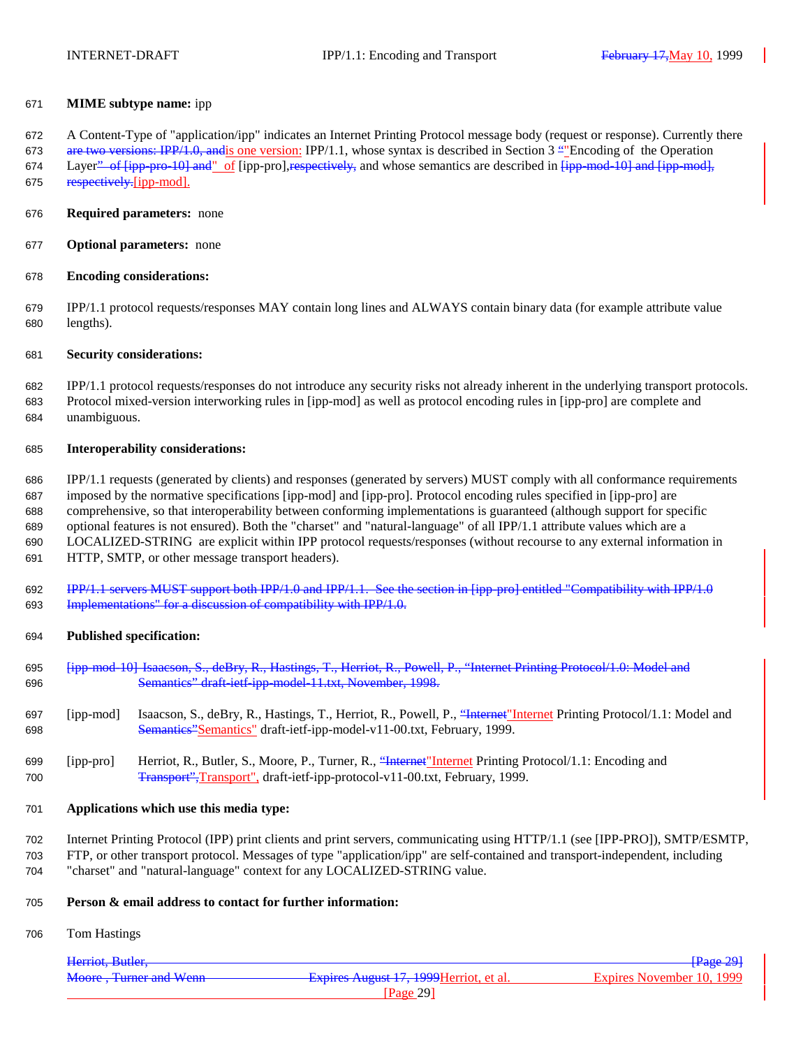**MIME subtype name:** ipp

A Content-Type of "application/ipp" indicates an Internet Printing Protocol message body (request or response). Currently there ~~are two versions: IPP/1.0, and~~is one version: IPP/1.1, whose syntax is described in Section 3 ~~"~~"Encoding of the Operation Layer~~" of [ipp-pro-10] and~~" of [ipp-pro],~~respectively,~~ and whose semantics are described in ~~[ipp-mod-10] and [ipp-mod], respectively.~~[ipp-mod].

**Required parameters:** none

**Optional parameters:** none

**Encoding considerations:**

IPP/1.1 protocol requests/responses MAY contain long lines and ALWAYS contain binary data (for example attribute value lengths).

**Security considerations:**

IPP/1.1 protocol requests/responses do not introduce any security risks not already inherent in the underlying transport protocols. Protocol mixed-version interworking rules in [ipp-mod] as well as protocol encoding rules in [ipp-pro] are complete and unambiguous.

**Interoperability considerations:**

IPP/1.1 requests (generated by clients) and responses (generated by servers) MUST comply with all conformance requirements imposed by the normative specifications [ipp-mod] and [ipp-pro]. Protocol encoding rules specified in [ipp-pro] are comprehensive, so that interoperability between conforming implementations is guaranteed (although support for specific optional features is not ensured). Both the "charset" and "natural-language" of all IPP/1.1 attribute values which are a LOCALIZED-STRING are explicit within IPP protocol requests/responses (without recourse to any external information in HTTP, SMTP, or other message transport headers).

~~IPP/1.1 servers MUST support both IPP/1.0 and IPP/1.1. See the section in [ipp-pro] entitled "Compatibility with IPP/1.0 Implementations" for a discussion of compatibility with IPP/1.0.~~

**Published specification:**

~~[ipp-mod-10] Isaacson, S., deBry, R., Hastings, T., Herriot, R., Powell, P., "Internet Printing Protocol/1.0: Model and Semantics" draft-ietf-ipp-model-11.txt, November, 1998.~~

[ipp-mod] Isaacson, S., deBry, R., Hastings, T., Herriot, R., Powell, P., ~~"Internet~~"Internet Printing Protocol/1.1: Model and ~~Semantics"~~Semantics" draft-ietf-ipp-model-v11-00.txt, February, 1999.

[ipp-pro] Herriot, R., Butler, S., Moore, P., Turner, R., ~~"Internet~~"Internet Printing Protocol/1.1: Encoding and ~~Transport",~~Transport", draft-ietf-ipp-protocol-v11-00.txt, February, 1999.

**Applications which use this media type:**

Internet Printing Protocol (IPP) print clients and print servers, communicating using HTTP/1.1 (see [IPP-PRO]), SMTP/ESMTP, FTP, or other transport protocol. Messages of type "application/ipp" are self-contained and transport-independent, including "charset" and "natural-language" context for any LOCALIZED-STRING value.

**Person & email address to contact for further information:**

Tom Hastings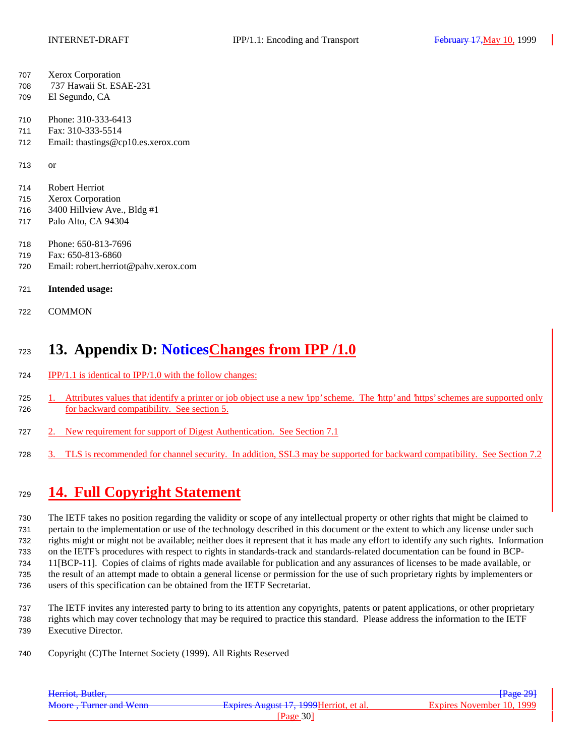Xerox Corporation
737 Hawaii St. ESAE-231
El Segundo, CA

Phone: 310-333-6413
Fax: 310-333-5514
Email: thastings@cp10.es.xerox.com

or

Robert Herriot
Xerox Corporation
3400 Hillview Ave., Bldg #1
Palo Alto, CA 94304

Phone: 650-813-7696
Fax: 650-813-6860
Email: robert.herriot@pahv.xerox.com

**Intended usage:**

COMMON

# 13. Appendix D: ~~Notices~~Changes from IPP /1.0

IPP/1.1 is identical to IPP/1.0 with the follow changes:

1. Attributes values that identify a printer or job object use a new 'ipp' scheme. The 'http' and 'https' schemes are supported only for backward compatibility. See section 5.
2. New requirement for support of Digest Authentication. See Section 7.1
3. TLS is recommended for channel security. In addition, SSL3 may be supported for backward compatibility. See Section 7.2

# 14. Full Copyright Statement

The IETF takes no position regarding the validity or scope of any intellectual property or other rights that might be claimed to pertain to the implementation or use of the technology described in this document or the extent to which any license under such rights might or might not be available; neither does it represent that it has made any effort to identify any such rights. Information on the IETF's procedures with respect to rights in standards-track and standards-related documentation can be found in BCP-11[BCP-11]. Copies of claims of rights made available for publication and any assurances of licenses to be made available, or the result of an attempt made to obtain a general license or permission for the use of such proprietary rights by implementers or users of this specification can be obtained from the IETF Secretariat.

The IETF invites any interested party to bring to its attention any copyrights, patents or patent applications, or other proprietary rights which may cover technology that may be required to practice this standard. Please address the information to the IETF Executive Director.

Copyright (C)The Internet Society (1999). All Rights Reserved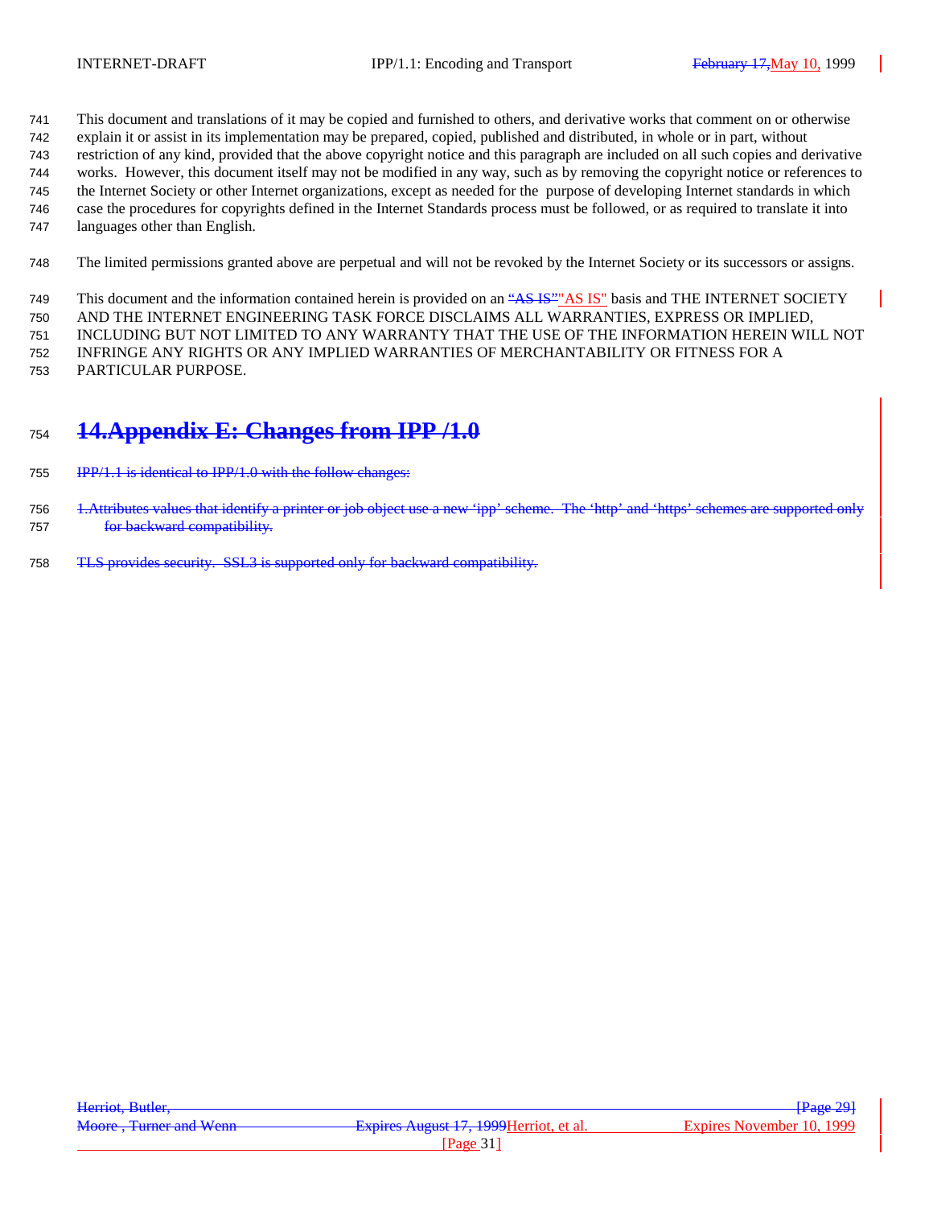This document and translations of it may be copied and furnished to others, and derivative works that comment on or otherwise explain it or assist in its implementation may be prepared, copied, published and distributed, in whole or in part, without restriction of any kind, provided that the above copyright notice and this paragraph are included on all such copies and derivative works. However, this document itself may not be modified in any way, such as by removing the copyright notice or references to the Internet Society or other Internet organizations, except as needed for the purpose of developing Internet standards in which case the procedures for copyrights defined in the Internet Standards process must be followed, or as required to translate it into languages other than English.

The limited permissions granted above are perpetual and will not be revoked by the Internet Society or its successors or assigns.

This document and the information contained herein is provided on an ~~“AS IS”~~"AS IS" basis and THE INTERNET SOCIETY AND THE INTERNET ENGINEERING TASK FORCE DISCLAIMS ALL WARRANTIES, EXPRESS OR IMPLIED, INCLUDING BUT NOT LIMITED TO ANY WARRANTY THAT THE USE OF THE INFORMATION HEREIN WILL NOT INFRINGE ANY RIGHTS OR ANY IMPLIED WARRANTIES OF MERCHANTABILITY OR FITNESS FOR A PARTICULAR PURPOSE.

# ~~14.Appendix E: Changes from IPP /1.0~~

~~IPP/1.1 is identical to IPP/1.0 with the follow changes:~~

~~1.Attributes values that identify a printer or job object use a new ‘ipp’ scheme. The ‘http’ and ‘https’ schemes are supported only for backward compatibility.~~

~~TLS provides security. SSL3 is supported only for backward compatibility.~~